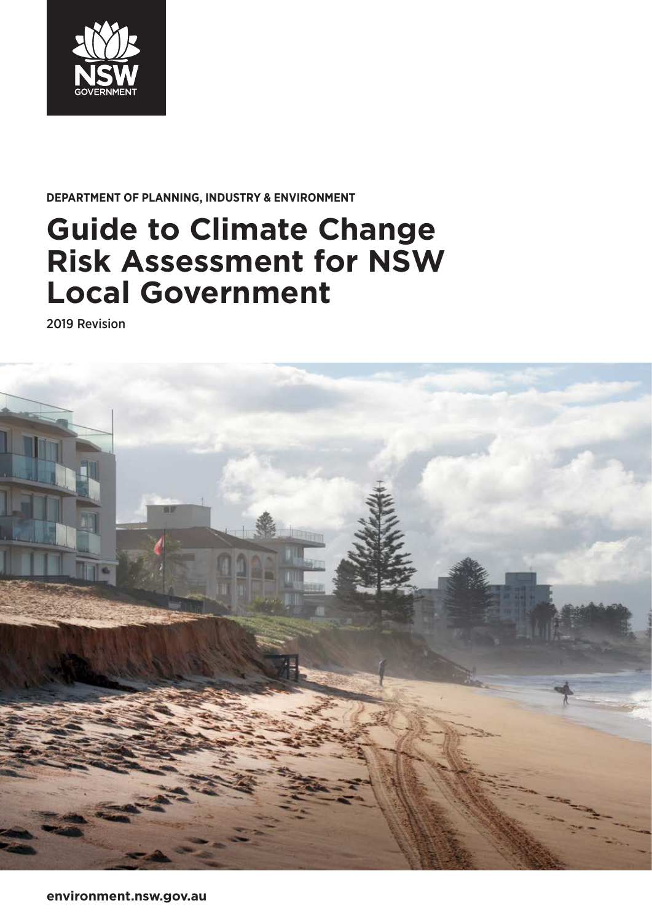NSW GOVERNMENT

DEPARTMENT OF PLANNING, INDUSTRY & ENVIRONMENT

# Guide to Climate Change Risk Assessment for NSW Local Government

2019 Revision

**environment.nsw.gov.au**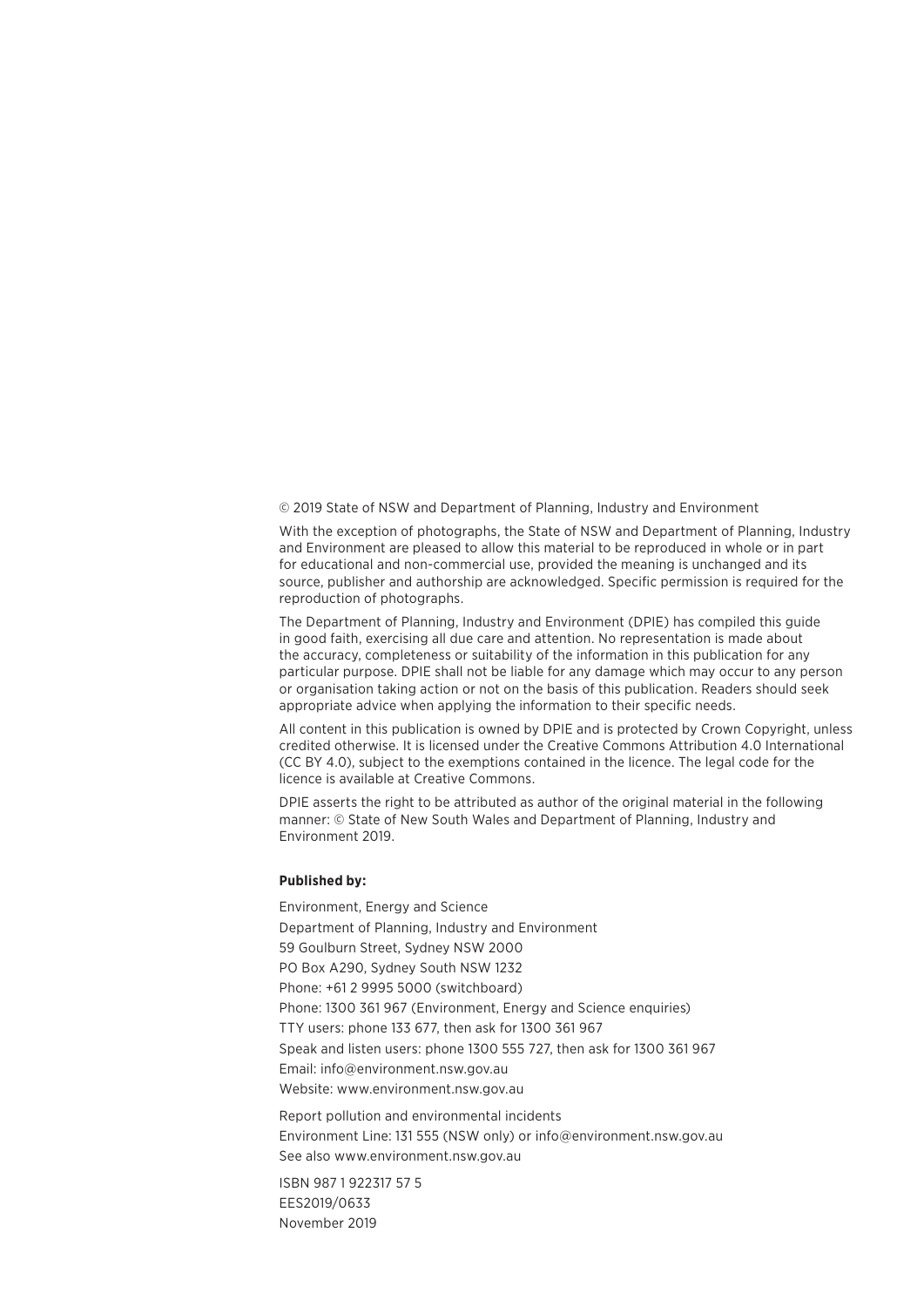© 2019 State of NSW and Department of Planning, Industry and Environment

With the exception of photographs, the State of NSW and Department of Planning, Industry and Environment are pleased to allow this material to be reproduced in whole or in part for educational and non-commercial use, provided the meaning is unchanged and its source, publisher and authorship are acknowledged. Specific permission is required for the reproduction of photographs.

The Department of Planning, Industry and Environment (DPIE) has compiled this guide in good faith, exercising all due care and attention. No representation is made about the accuracy, completeness or suitability of the information in this publication for any particular purpose. DPIE shall not be liable for any damage which may occur to any person or organisation taking action or not on the basis of this publication. Readers should seek appropriate advice when applying the information to their specific needs.

All content in this publication is owned by DPIE and is protected by Crown Copyright, unless credited otherwise. It is licensed under the Creative Commons Attribution 4.0 International (CC BY 4.0), subject to the exemptions contained in the licence. The legal code for the licence is available at Creative Commons.

DPIE asserts the right to be attributed as author of the original material in the following manner: © State of New South Wales and Department of Planning, Industry and Environment 2019.

**Published by:**

Environment, Energy and Science
Department of Planning, Industry and Environment
59 Goulburn Street, Sydney NSW 2000
PO Box A290, Sydney South NSW 1232
Phone: +61 2 9995 5000 (switchboard)
Phone: 1300 361 967 (Environment, Energy and Science enquiries)
TTY users: phone 133 677, then ask for 1300 361 967
Speak and listen users: phone 1300 555 727, then ask for 1300 361 967
Email: info@environment.nsw.gov.au
Website: www.environment.nsw.gov.au

Report pollution and environmental incidents
Environment Line: 131 555 (NSW only) or info@environment.nsw.gov.au
See also www.environment.nsw.gov.au

ISBN 987 1 922317 57 5
EES2019/0633
November 2019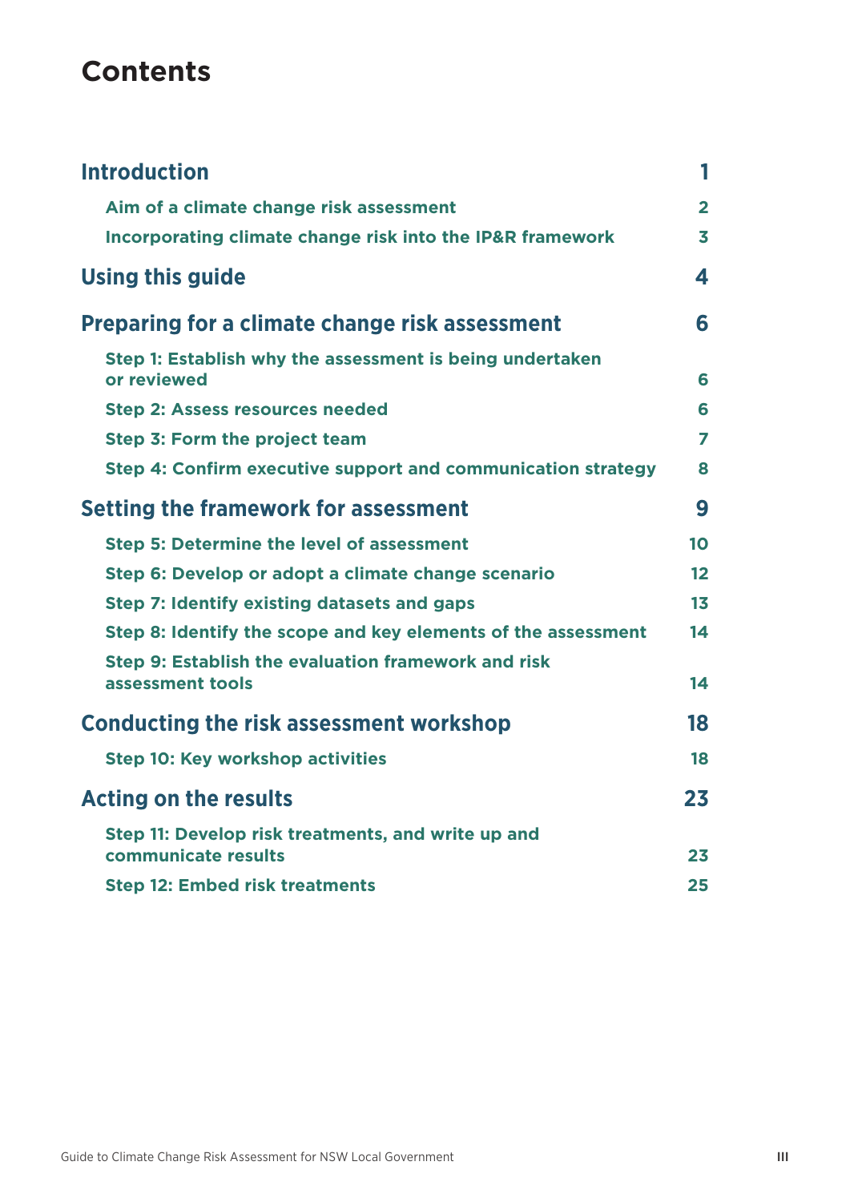# Contents

| | |
|---|---|
| **Introduction** | **1** |
| Aim of a climate change risk assessment | 2 |
| Incorporating climate change risk into the IP&R framework | 3 |
| **Using this guide** | **4** |
| **Preparing for a climate change risk assessment** | **6** |
| Step 1: Establish why the assessment is being undertaken or reviewed | 6 |
| Step 2: Assess resources needed | 6 |
| Step 3: Form the project team | 7 |
| Step 4: Confirm executive support and communication strategy | 8 |
| **Setting the framework for assessment** | **9** |
| Step 5: Determine the level of assessment | 10 |
| Step 6: Develop or adopt a climate change scenario | 12 |
| Step 7: Identify existing datasets and gaps | 13 |
| Step 8: Identify the scope and key elements of the assessment | 14 |
| Step 9: Establish the evaluation framework and risk assessment tools | 14 |
| **Conducting the risk assessment workshop** | **18** |
| Step 10: Key workshop activities | 18 |
| **Acting on the results** | **23** |
| Step 11: Develop risk treatments, and write up and communicate results | 23 |
| Step 12: Embed risk treatments | 25 |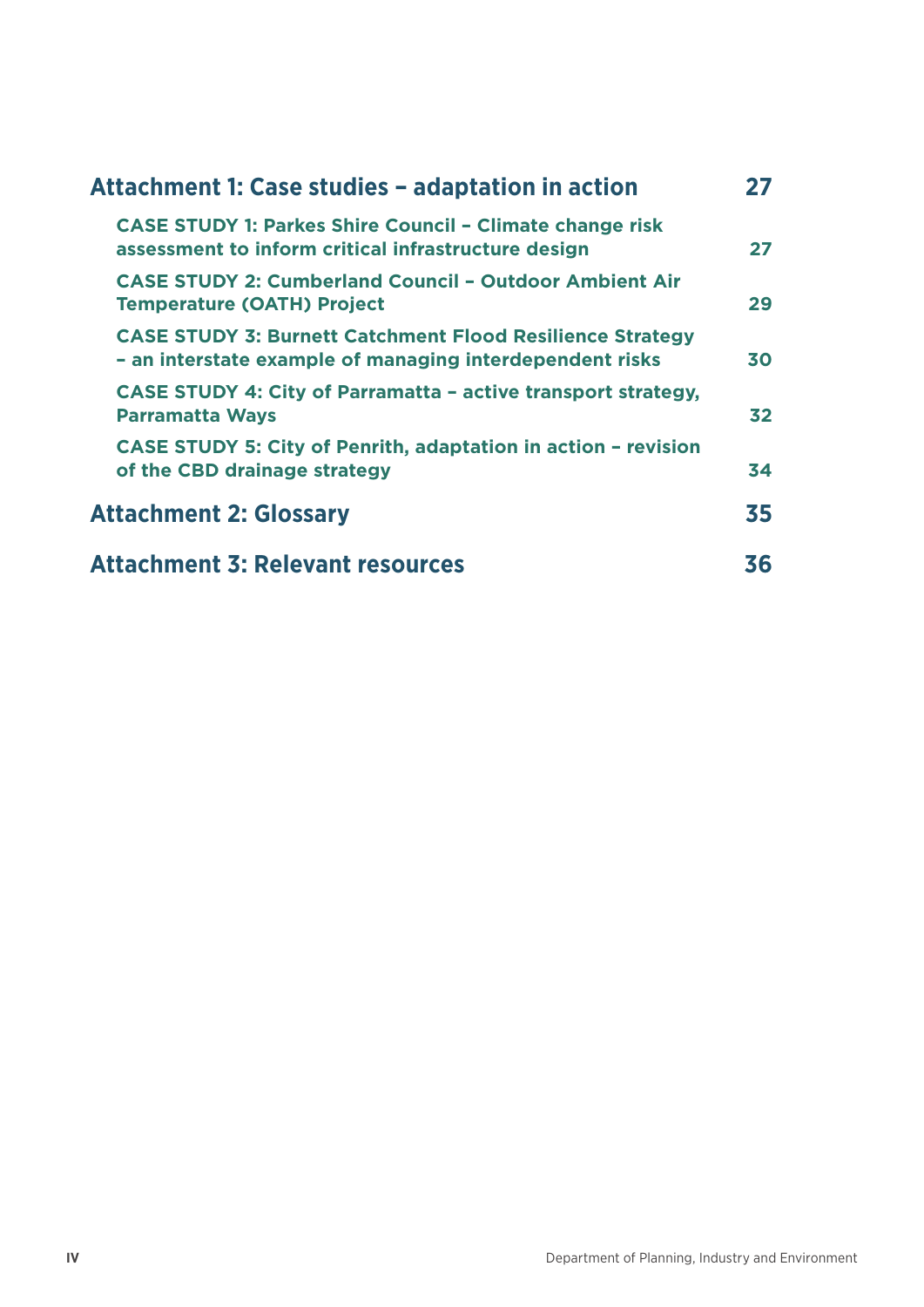| | |
|---|---|
| **Attachment 1: Case studies – adaptation in action** | **27** |
| CASE STUDY 1: Parkes Shire Council – Climate change risk assessment to inform critical infrastructure design | 27 |
| CASE STUDY 2: Cumberland Council – Outdoor Ambient Air Temperature (OATH) Project | 29 |
| CASE STUDY 3: Burnett Catchment Flood Resilience Strategy – an interstate example of managing interdependent risks | 30 |
| CASE STUDY 4: City of Parramatta – active transport strategy, Parramatta Ways | 32 |
| CASE STUDY 5: City of Penrith, adaptation in action – revision of the CBD drainage strategy | 34 |
| **Attachment 2: Glossary** | **35** |
| **Attachment 3: Relevant resources** | **36** |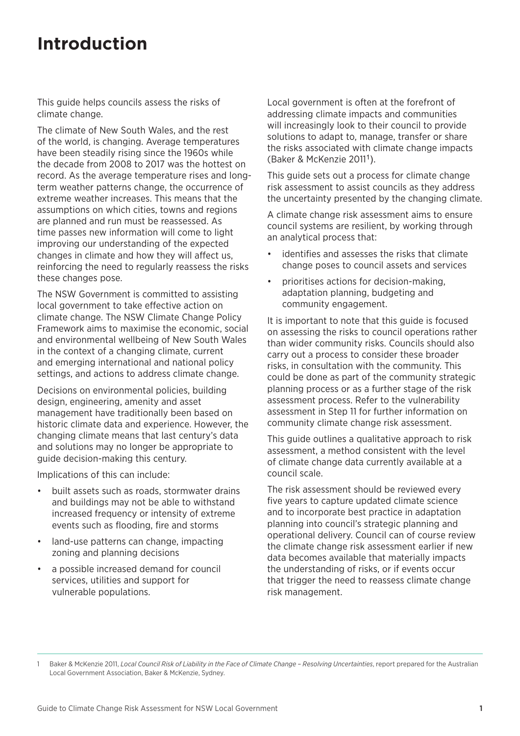# Introduction

This guide helps councils assess the risks of climate change.

The climate of New South Wales, and the rest of the world, is changing. Average temperatures have been steadily rising since the 1960s while the decade from 2008 to 2017 was the hottest on record. As the average temperature rises and long-term weather patterns change, the occurrence of extreme weather increases. This means that the assumptions on which cities, towns and regions are planned and run must be reassessed. As time passes new information will come to light improving our understanding of the expected changes in climate and how they will affect us, reinforcing the need to regularly reassess the risks these changes pose.

The NSW Government is committed to assisting local government to take effective action on climate change. The NSW Climate Change Policy Framework aims to maximise the economic, social and environmental wellbeing of New South Wales in the context of a changing climate, current and emerging international and national policy settings, and actions to address climate change.

Decisions on environmental policies, building design, engineering, amenity and asset management have traditionally been based on historic climate data and experience. However, the changing climate means that last century's data and solutions may no longer be appropriate to guide decision-making this century.

Implications of this can include:

- built assets such as roads, stormwater drains and buildings may not be able to withstand increased frequency or intensity of extreme events such as flooding, fire and storms
- land-use patterns can change, impacting zoning and planning decisions
- a possible increased demand for council services, utilities and support for vulnerable populations.

Local government is often at the forefront of addressing climate impacts and communities will increasingly look to their council to provide solutions to adapt to, manage, transfer or share the risks associated with climate change impacts (Baker & McKenzie 2011[1]).

This guide sets out a process for climate change risk assessment to assist councils as they address the uncertainty presented by the changing climate.

A climate change risk assessment aims to ensure council systems are resilient, by working through an analytical process that:

- identifies and assesses the risks that climate change poses to council assets and services
- prioritises actions for decision-making, adaptation planning, budgeting and community engagement.

It is important to note that this guide is focused on assessing the risks to council operations rather than wider community risks. Councils should also carry out a process to consider these broader risks, in consultation with the community. This could be done as part of the community strategic planning process or as a further stage of the risk assessment process. Refer to the vulnerability assessment in Step 11 for further information on community climate change risk assessment.

This guide outlines a qualitative approach to risk assessment, a method consistent with the level of climate change data currently available at a council scale.

The risk assessment should be reviewed every five years to capture updated climate science and to incorporate best practice in adaptation planning into council's strategic planning and operational delivery. Council can of course review the climate change risk assessment earlier if new data becomes available that materially impacts the understanding of risks, or if events occur that trigger the need to reassess climate change risk management.

---

1 Baker & McKenzie 2011, *Local Council Risk of Liability in the Face of Climate Change – Resolving Uncertainties*, report prepared for the Australian Local Government Association, Baker & McKenzie, Sydney.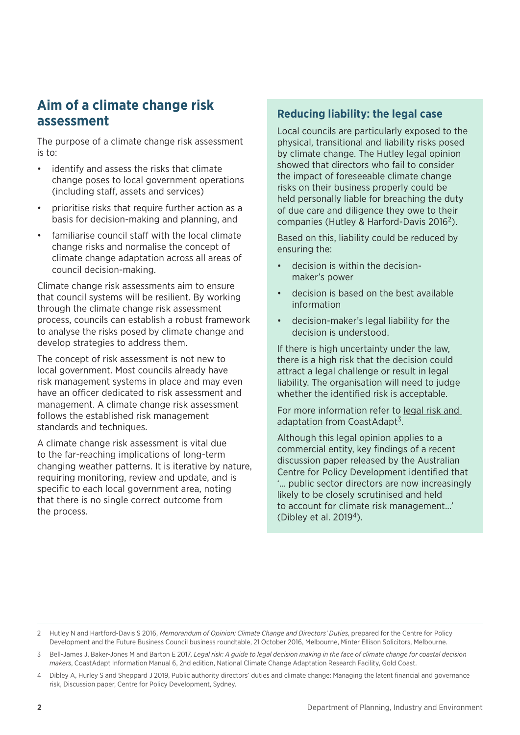## Aim of a climate change risk assessment

The purpose of a climate change risk assessment is to:

- identify and assess the risks that climate change poses to local government operations (including staff, assets and services)
- prioritise risks that require further action as a basis for decision-making and planning, and
- familiarise council staff with the local climate change risks and normalise the concept of climate change adaptation across all areas of council decision-making.

Climate change risk assessments aim to ensure that council systems will be resilient. By working through the climate change risk assessment process, councils can establish a robust framework to analyse the risks posed by climate change and develop strategies to address them.

The concept of risk assessment is not new to local government. Most councils already have risk management systems in place and may even have an officer dedicated to risk assessment and management. A climate change risk assessment follows the established risk management standards and techniques.

A climate change risk assessment is vital due to the far-reaching implications of long-term changing weather patterns. It is iterative by nature, requiring monitoring, review and update, and is specific to each local government area, noting that there is no single correct outcome from the process.

### Reducing liability: the legal case

Local councils are particularly exposed to the physical, transitional and liability risks posed by climate change. The Hutley legal opinion showed that directors who fail to consider the impact of foreseeable climate change risks on their business properly could be held personally liable for breaching the duty of due care and diligence they owe to their companies (Hutley & Harford-Davis 2016[2]).

Based on this, liability could be reduced by ensuring the:

- decision is within the decision-maker's power
- decision is based on the best available information
- decision-maker's legal liability for the decision is understood.

If there is high uncertainty under the law, there is a high risk that the decision could attract a legal challenge or result in legal liability. The organisation will need to judge whether the identified risk is acceptable.

For more information refer to legal risk and adaptation from CoastAdapt[3].

Although this legal opinion applies to a commercial entity, key findings of a recent discussion paper released by the Australian Centre for Policy Development identified that '… public sector directors are now increasingly likely to be closely scrutinised and held to account for climate risk management…' (Dibley et al. 2019[4]).

---

2 Hutley N and Hartford-Davis S 2016, *Memorandum of Opinion: Climate Change and Directors' Duties*, prepared for the Centre for Policy Development and the Future Business Council business roundtable, 21 October 2016, Melbourne, Minter Ellison Solicitors, Melbourne.

3 Bell-James J, Baker-Jones M and Barton E 2017, *Legal risk: A guide to legal decision making in the face of climate change for coastal decision makers*, CoastAdapt Information Manual 6, 2nd edition, National Climate Change Adaptation Research Facility, Gold Coast.

4 Dibley A, Hurley S and Sheppard J 2019, Public authority directors' duties and climate change: Managing the latent financial and governance risk, Discussion paper, Centre for Policy Development, Sydney.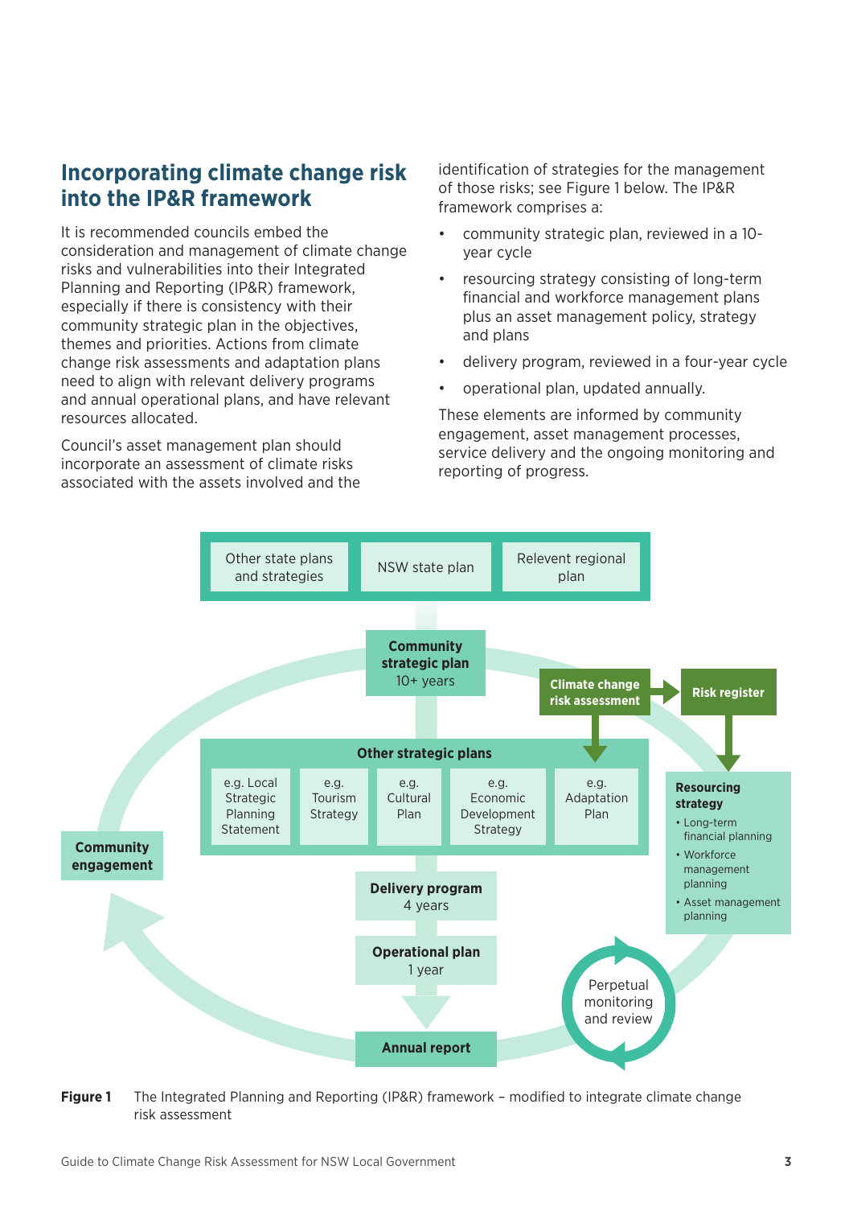## Incorporating climate change risk into the IP&R framework

It is recommended councils embed the consideration and management of climate change risks and vulnerabilities into their Integrated Planning and Reporting (IP&R) framework, especially if there is consistency with their community strategic plan in the objectives, themes and priorities. Actions from climate change risk assessments and adaptation plans need to align with relevant delivery programs and annual operational plans, and have relevant resources allocated.

Council's asset management plan should incorporate an assessment of climate risks associated with the assets involved and the identification of strategies for the management of those risks; see Figure 1 below. The IP&R framework comprises a:

- community strategic plan, reviewed in a 10-year cycle
- resourcing strategy consisting of long-term financial and workforce management plans plus an asset management policy, strategy and plans
- delivery program, reviewed in a four-year cycle
- operational plan, updated annually.

These elements are informed by community engagement, asset management processes, service delivery and the ongoing monitoring and reporting of progress.

Other state plans and strategies | NSW state plan | Relevent regional plan

**Community strategic plan**
10+ years

**Climate change risk assessment** → **Risk register**

**Other strategic plans**
- e.g. Local Strategic Planning Statement
- e.g. Tourism Strategy
- e.g. Cultural Plan
- e.g. Economic Development Strategy
- e.g. Adaptation Plan

**Resourcing strategy**
- Long-term financial planning
- Workforce management planning
- Asset management planning

**Community engagement**

**Delivery program**
4 years

**Operational plan**
1 year

**Annual report**

Perpetual monitoring and review

**Figure 1** The Integrated Planning and Reporting (IP&R) framework – modified to integrate climate change risk assessment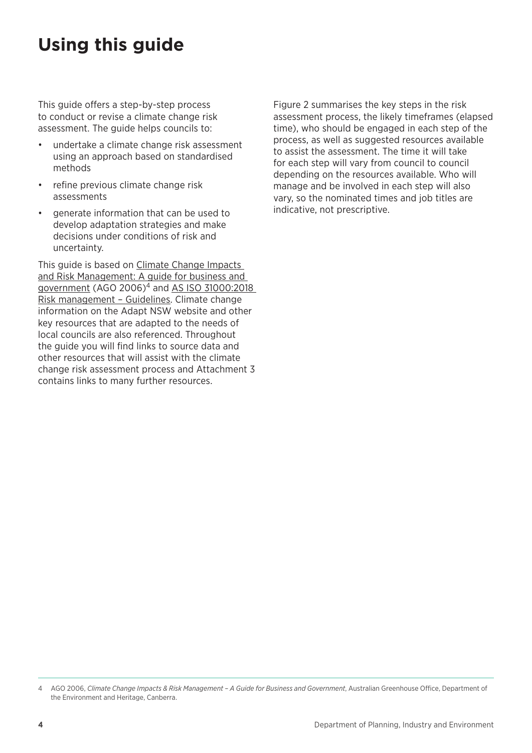# Using this guide

This guide offers a step-by-step process to conduct or revise a climate change risk assessment. The guide helps councils to:

- undertake a climate change risk assessment using an approach based on standardised methods
- refine previous climate change risk assessments
- generate information that can be used to develop adaptation strategies and make decisions under conditions of risk and uncertainty.

This guide is based on Climate Change Impacts and Risk Management: A guide for business and government (AGO 2006)[4] and AS ISO 31000:2018 Risk management – Guidelines. Climate change information on the Adapt NSW website and other key resources that are adapted to the needs of local councils are also referenced. Throughout the guide you will find links to source data and other resources that will assist with the climate change risk assessment process and Attachment 3 contains links to many further resources.

Figure 2 summarises the key steps in the risk assessment process, the likely timeframes (elapsed time), who should be engaged in each step of the process, as well as suggested resources available to assist the assessment. The time it will take for each step will vary from council to council depending on the resources available. Who will manage and be involved in each step will also vary, so the nominated times and job titles are indicative, not prescriptive.

4 AGO 2006, *Climate Change Impacts & Risk Management – A Guide for Business and Government*, Australian Greenhouse Office, Department of the Environment and Heritage, Canberra.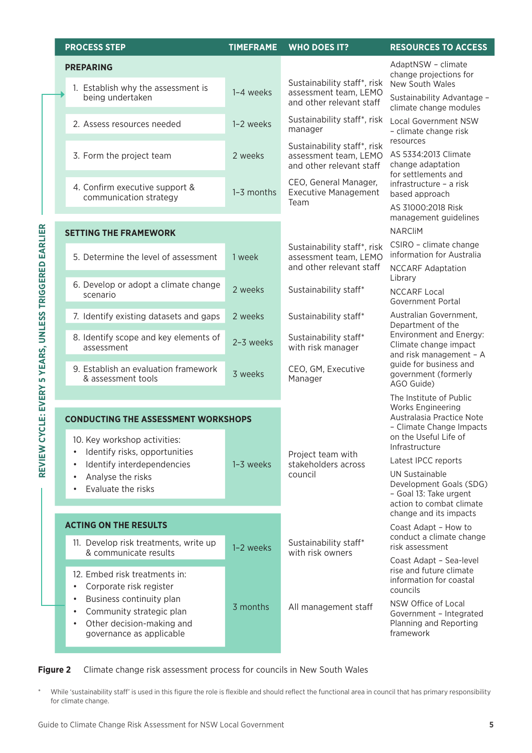| PROCESS STEP | TIMEFRAME | WHO DOES IT? | RESOURCES TO ACCESS |
|---|---|---|---|
| **PREPARING** | | | AdaptNSW – climate change projections for New South Wales |
| 1. Establish why the assessment is being undertaken | 1–4 weeks | Sustainability staff*, risk assessment team, LEMO and other relevant staff | Sustainability Advantage – climate change modules |
| 2. Assess resources needed | 1–2 weeks | Sustainability staff*, risk manager | Local Government NSW – climate change risk resources |
| 3. Form the project team | 2 weeks | Sustainability staff*, risk assessment team, LEMO and other relevant staff | AS 5334:2013 Climate change adaptation for settlements and infrastructure – a risk based approach |
| 4. Confirm executive support & communication strategy | 1–3 months | CEO, General Manager, Executive Management Team | AS 31000:2018 Risk management guidelines |
| **SETTING THE FRAMEWORK** | | | NARCliM |
| 5. Determine the level of assessment | 1 week | Sustainability staff*, risk assessment team, LEMO and other relevant staff | CSIRO – climate change information for Australia |
| 6. Develop or adopt a climate change scenario | 2 weeks | Sustainability staff* | NCCARF Adaptation Library; NCCARF Local Government Portal |
| 7. Identify existing datasets and gaps | 2 weeks | Sustainability staff* | Australian Government, Department of the Environment and Energy: Climate change impact and risk management – A guide for business and government (formerly AGO Guide) |
| 8. Identify scope and key elements of assessment | 2–3 weeks | Sustainability staff* with risk manager | |
| 9. Establish an evaluation framework & assessment tools | 3 weeks | CEO, GM, Executive Manager | The Institute of Public Works Engineering Australasia Practice Note – Climate Change Impacts on the Useful Life of Infrastructure |
| **CONDUCTING THE ASSESSMENT WORKSHOPS** | | | Latest IPCC reports |
| 10. Key workshop activities:<br>• Identify risks, opportunities<br>• Identify interdependencies<br>• Analyse the risks<br>• Evaluate the risks | 1–3 weeks | Project team with stakeholders across council | UN Sustainable Development Goals (SDG) – Goal 13: Take urgent action to combat climate change and its impacts |
| **ACTING ON THE RESULTS** | | | Coast Adapt – How to conduct a climate change risk assessment |
| 11. Develop risk treatments, write up & communicate results | 1–2 weeks | Sustainability staff* with risk owners | Coast Adapt – Sea-level rise and future climate information for coastal councils |
| 12. Embed risk treatments in:<br>• Corporate risk register<br>• Business continuity plan<br>• Community strategic plan<br>• Other decision-making and governance as applicable | 3 months | All management staff | NSW Office of Local Government – Integrated Planning and Reporting framework |

REVIEW CYCLE: EVERY 5 YEARS, UNLESS TRIGGERED EARLIER

**Figure 2** Climate change risk assessment process for councils in New South Wales

* While 'sustainability staff' is used in this figure the role is flexible and should reflect the functional area in council that has primary responsibility for climate change.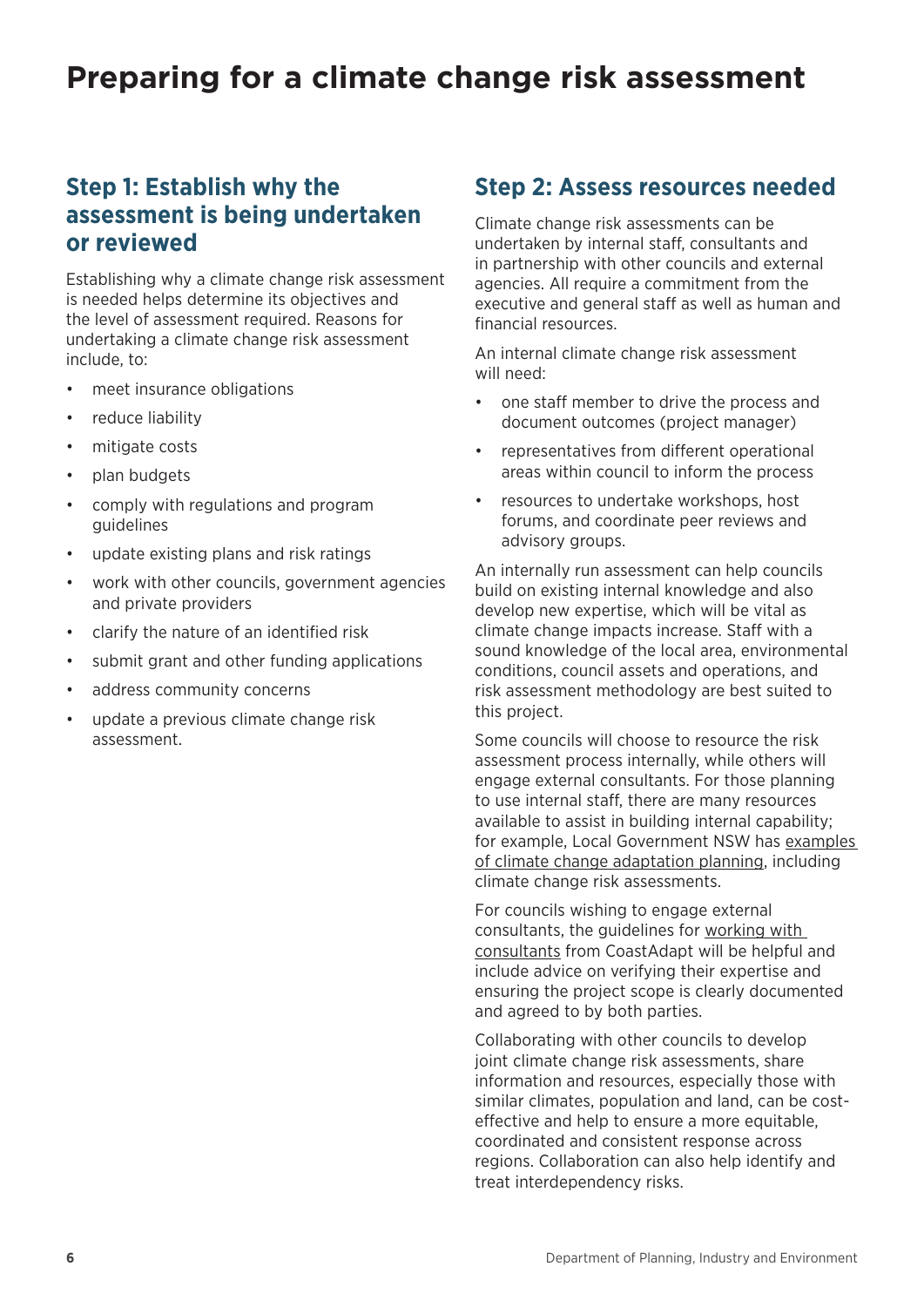# Preparing for a climate change risk assessment

## Step 1: Establish why the assessment is being undertaken or reviewed

Establishing why a climate change risk assessment is needed helps determine its objectives and the level of assessment required. Reasons for undertaking a climate change risk assessment include, to:

- meet insurance obligations
- reduce liability
- mitigate costs
- plan budgets
- comply with regulations and program guidelines
- update existing plans and risk ratings
- work with other councils, government agencies and private providers
- clarify the nature of an identified risk
- submit grant and other funding applications
- address community concerns
- update a previous climate change risk assessment.

## Step 2: Assess resources needed

Climate change risk assessments can be undertaken by internal staff, consultants and in partnership with other councils and external agencies. All require a commitment from the executive and general staff as well as human and financial resources.

An internal climate change risk assessment will need:

- one staff member to drive the process and document outcomes (project manager)
- representatives from different operational areas within council to inform the process
- resources to undertake workshops, host forums, and coordinate peer reviews and advisory groups.

An internally run assessment can help councils build on existing internal knowledge and also develop new expertise, which will be vital as climate change impacts increase. Staff with a sound knowledge of the local area, environmental conditions, council assets and operations, and risk assessment methodology are best suited to this project.

Some councils will choose to resource the risk assessment process internally, while others will engage external consultants. For those planning to use internal staff, there are many resources available to assist in building internal capability; for example, Local Government NSW has examples of climate change adaptation planning, including climate change risk assessments.

For councils wishing to engage external consultants, the guidelines for working with consultants from CoastAdapt will be helpful and include advice on verifying their expertise and ensuring the project scope is clearly documented and agreed to by both parties.

Collaborating with other councils to develop joint climate change risk assessments, share information and resources, especially those with similar climates, population and land, can be cost-effective and help to ensure a more equitable, coordinated and consistent response across regions. Collaboration can also help identify and treat interdependency risks.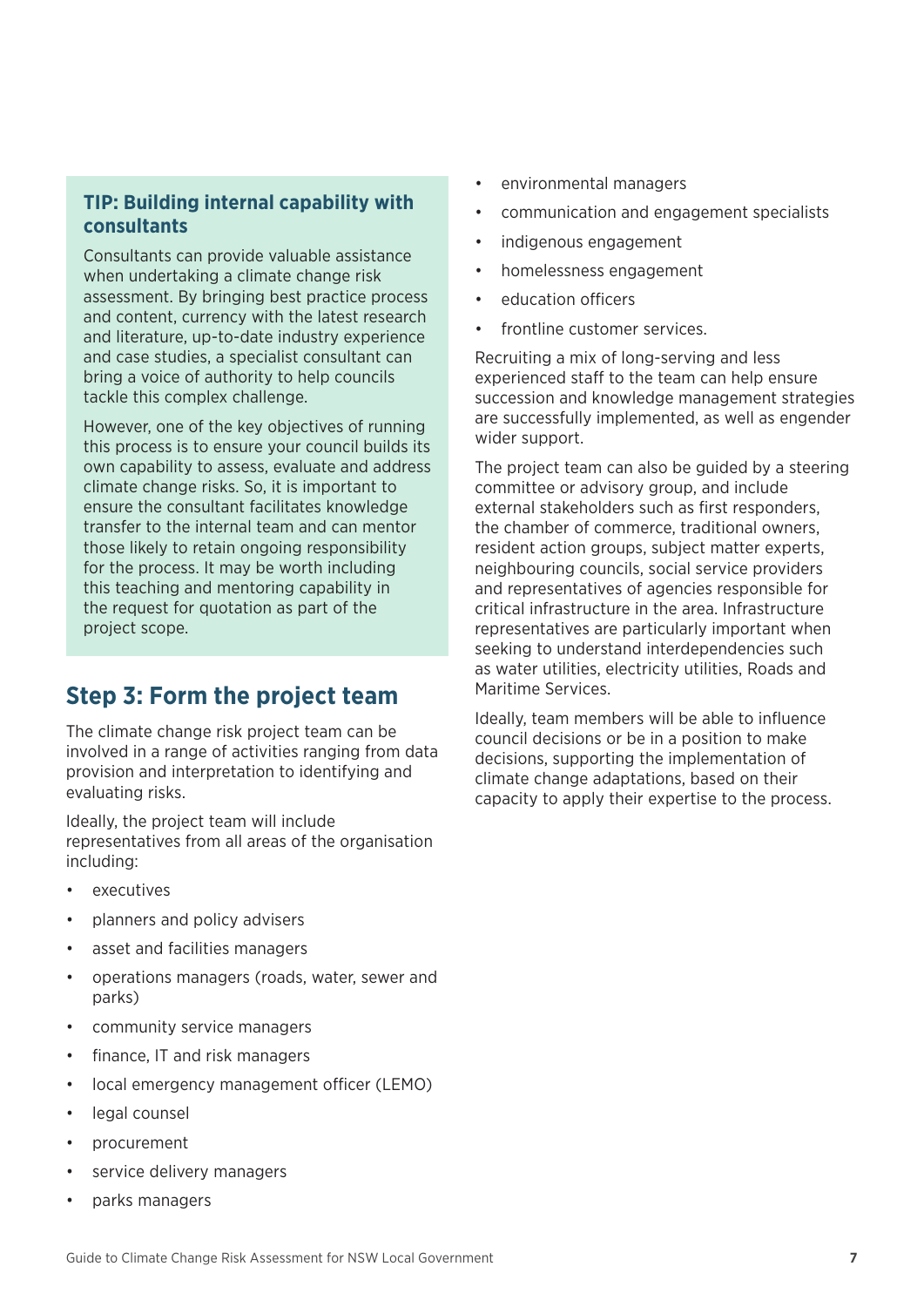### TIP: Building internal capability with consultants

Consultants can provide valuable assistance when undertaking a climate change risk assessment. By bringing best practice process and content, currency with the latest research and literature, up-to-date industry experience and case studies, a specialist consultant can bring a voice of authority to help councils tackle this complex challenge.

However, one of the key objectives of running this process is to ensure your council builds its own capability to assess, evaluate and address climate change risks. So, it is important to ensure the consultant facilitates knowledge transfer to the internal team and can mentor those likely to retain ongoing responsibility for the process. It may be worth including this teaching and mentoring capability in the request for quotation as part of the project scope.

## Step 3: Form the project team

The climate change risk project team can be involved in a range of activities ranging from data provision and interpretation to identifying and evaluating risks.

Ideally, the project team will include representatives from all areas of the organisation including:

- executives
- planners and policy advisers
- asset and facilities managers
- operations managers (roads, water, sewer and parks)
- community service managers
- finance, IT and risk managers
- local emergency management officer (LEMO)
- legal counsel
- procurement
- service delivery managers
- parks managers
- environmental managers
- communication and engagement specialists
- indigenous engagement
- homelessness engagement
- education officers
- frontline customer services.

Recruiting a mix of long-serving and less experienced staff to the team can help ensure succession and knowledge management strategies are successfully implemented, as well as engender wider support.

The project team can also be guided by a steering committee or advisory group, and include external stakeholders such as first responders, the chamber of commerce, traditional owners, resident action groups, subject matter experts, neighbouring councils, social service providers and representatives of agencies responsible for critical infrastructure in the area. Infrastructure representatives are particularly important when seeking to understand interdependencies such as water utilities, electricity utilities, Roads and Maritime Services.

Ideally, team members will be able to influence council decisions or be in a position to make decisions, supporting the implementation of climate change adaptations, based on their capacity to apply their expertise to the process.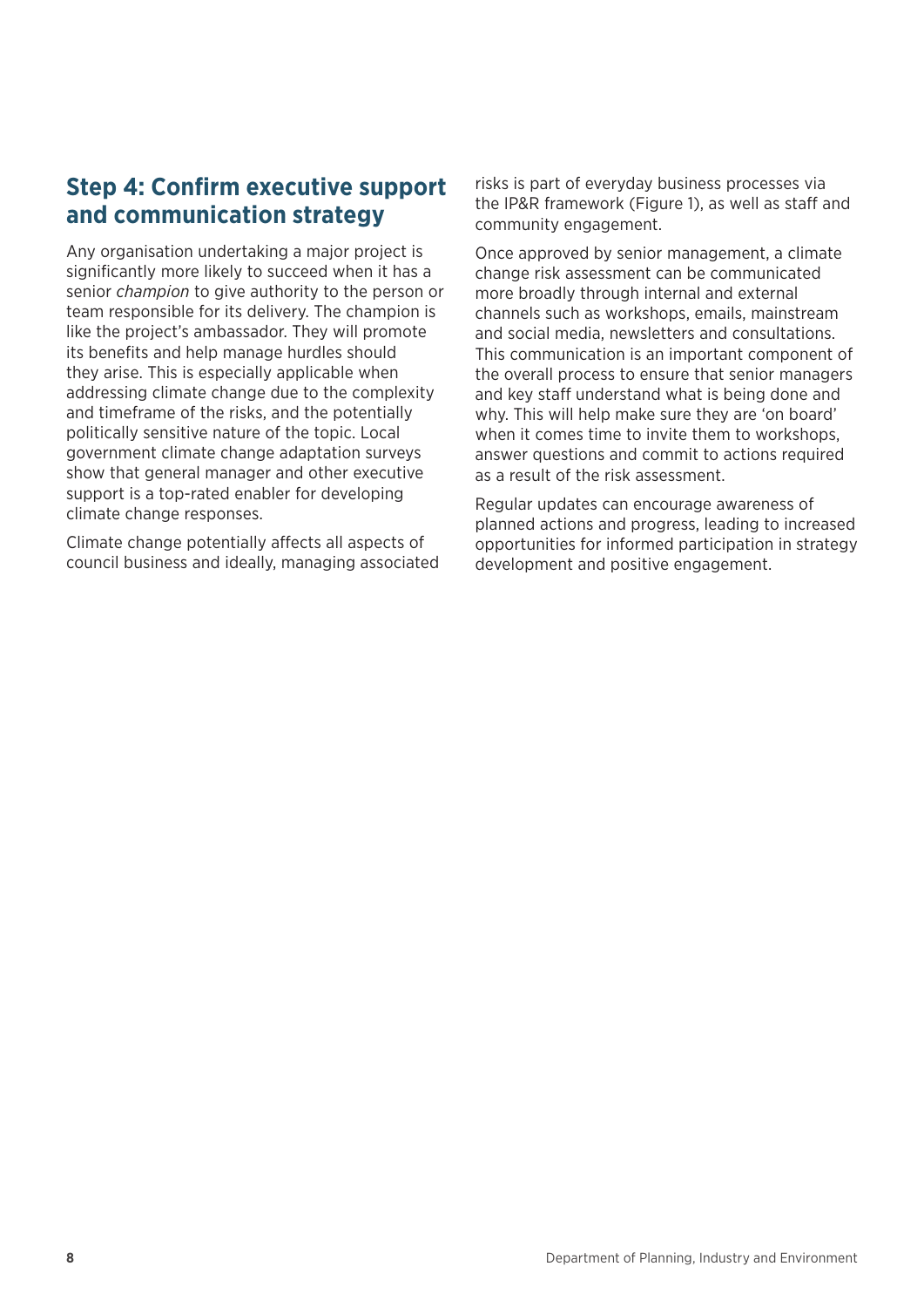## Step 4: Confirm executive support and communication strategy

Any organisation undertaking a major project is significantly more likely to succeed when it has a senior *champion* to give authority to the person or team responsible for its delivery. The champion is like the project's ambassador. They will promote its benefits and help manage hurdles should they arise. This is especially applicable when addressing climate change due to the complexity and timeframe of the risks, and the potentially politically sensitive nature of the topic. Local government climate change adaptation surveys show that general manager and other executive support is a top-rated enabler for developing climate change responses.

Climate change potentially affects all aspects of council business and ideally, managing associated risks is part of everyday business processes via the IP&R framework (Figure 1), as well as staff and community engagement.

Once approved by senior management, a climate change risk assessment can be communicated more broadly through internal and external channels such as workshops, emails, mainstream and social media, newsletters and consultations. This communication is an important component of the overall process to ensure that senior managers and key staff understand what is being done and why. This will help make sure they are 'on board' when it comes time to invite them to workshops, answer questions and commit to actions required as a result of the risk assessment.

Regular updates can encourage awareness of planned actions and progress, leading to increased opportunities for informed participation in strategy development and positive engagement.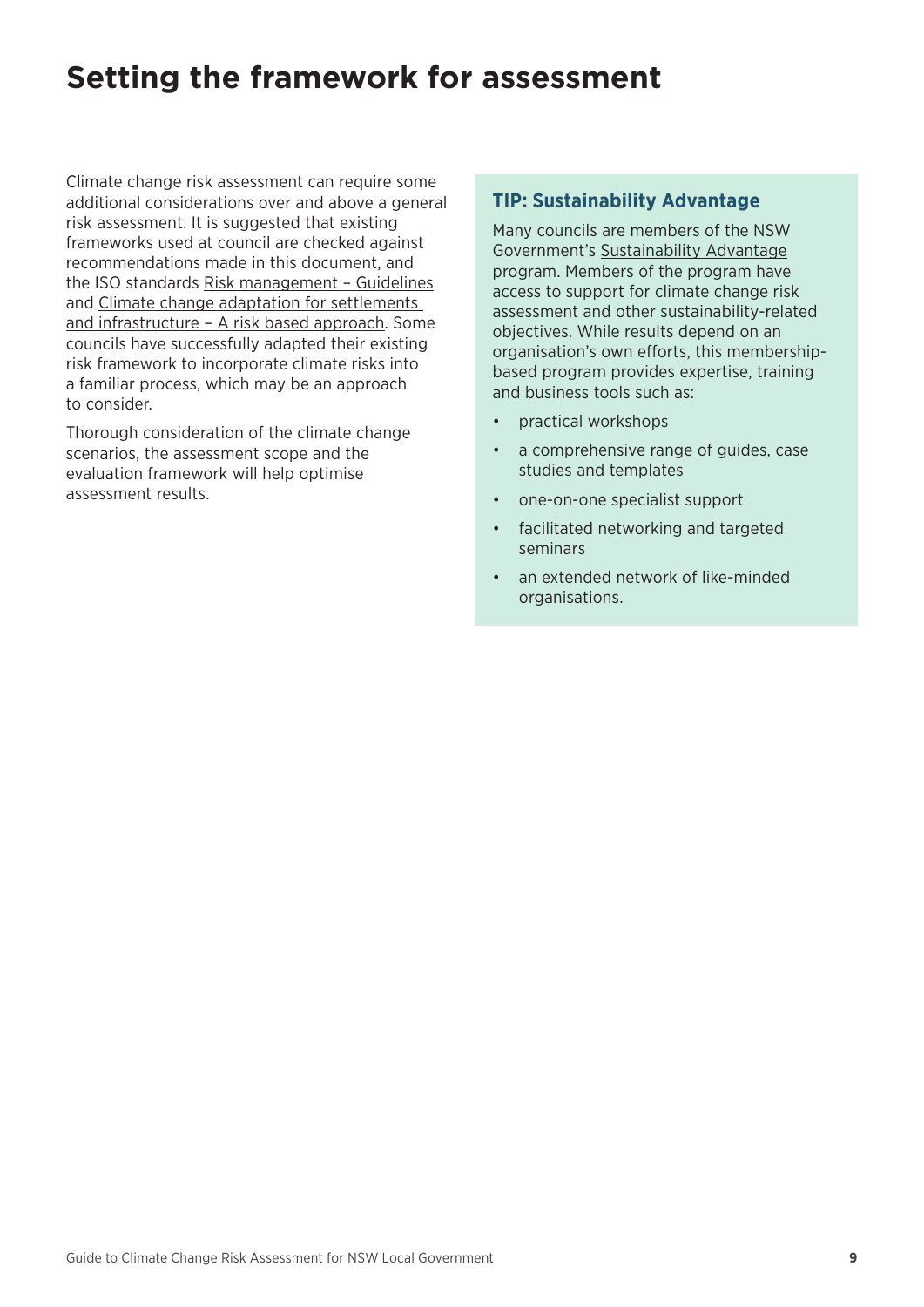# Setting the framework for assessment

Climate change risk assessment can require some additional considerations over and above a general risk assessment. It is suggested that existing frameworks used at council are checked against recommendations made in this document, and the ISO standards Risk management – Guidelines and Climate change adaptation for settlements and infrastructure – A risk based approach. Some councils have successfully adapted their existing risk framework to incorporate climate risks into a familiar process, which may be an approach to consider.

Thorough consideration of the climate change scenarios, the assessment scope and the evaluation framework will help optimise assessment results.

### TIP: Sustainability Advantage

Many councils are members of the NSW Government's Sustainability Advantage program. Members of the program have access to support for climate change risk assessment and other sustainability-related objectives. While results depend on an organisation's own efforts, this membership-based program provides expertise, training and business tools such as:

- practical workshops
- a comprehensive range of guides, case studies and templates
- one-on-one specialist support
- facilitated networking and targeted seminars
- an extended network of like-minded organisations.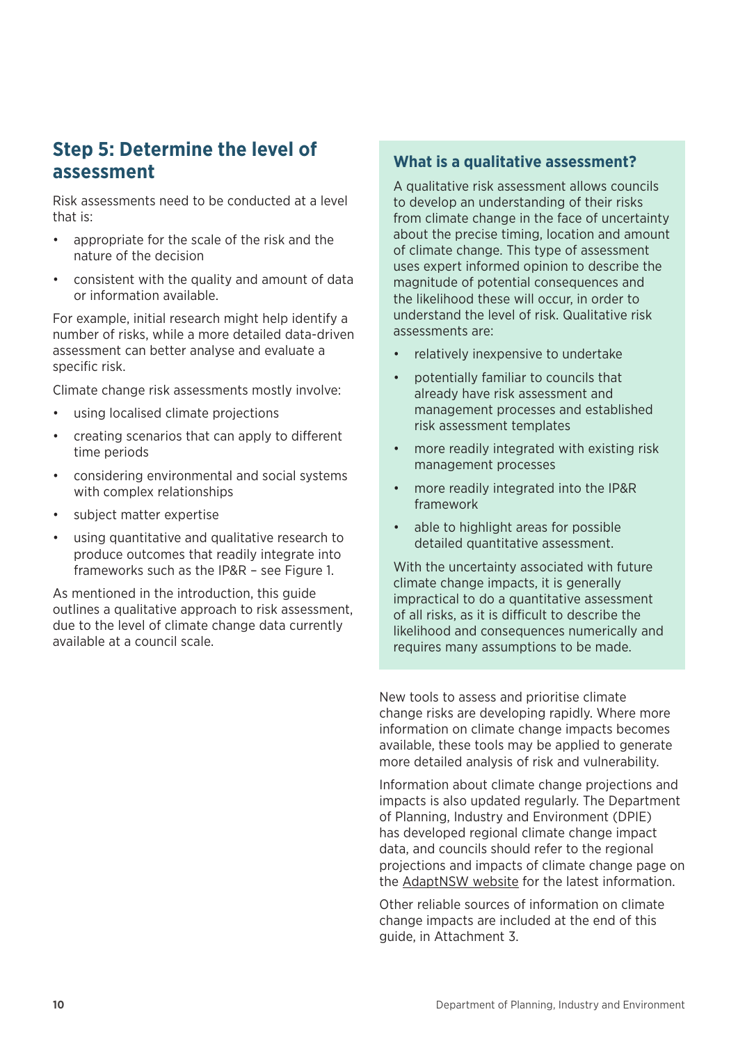## Step 5: Determine the level of assessment

Risk assessments need to be conducted at a level that is:

- appropriate for the scale of the risk and the nature of the decision
- consistent with the quality and amount of data or information available.

For example, initial research might help identify a number of risks, while a more detailed data-driven assessment can better analyse and evaluate a specific risk.

Climate change risk assessments mostly involve:

- using localised climate projections
- creating scenarios that can apply to different time periods
- considering environmental and social systems with complex relationships
- subject matter expertise
- using quantitative and qualitative research to produce outcomes that readily integrate into frameworks such as the IP&R – see Figure 1.

As mentioned in the introduction, this guide outlines a qualitative approach to risk assessment, due to the level of climate change data currently available at a council scale.

### What is a qualitative assessment?

A qualitative risk assessment allows councils to develop an understanding of their risks from climate change in the face of uncertainty about the precise timing, location and amount of climate change. This type of assessment uses expert informed opinion to describe the magnitude of potential consequences and the likelihood these will occur, in order to understand the level of risk. Qualitative risk assessments are:

- relatively inexpensive to undertake
- potentially familiar to councils that already have risk assessment and management processes and established risk assessment templates
- more readily integrated with existing risk management processes
- more readily integrated into the IP&R framework
- able to highlight areas for possible detailed quantitative assessment.

With the uncertainty associated with future climate change impacts, it is generally impractical to do a quantitative assessment of all risks, as it is difficult to describe the likelihood and consequences numerically and requires many assumptions to be made.

New tools to assess and prioritise climate change risks are developing rapidly. Where more information on climate change impacts becomes available, these tools may be applied to generate more detailed analysis of risk and vulnerability.

Information about climate change projections and impacts is also updated regularly. The Department of Planning, Industry and Environment (DPIE) has developed regional climate change impact data, and councils should refer to the regional projections and impacts of climate change page on the AdaptNSW website for the latest information.

Other reliable sources of information on climate change impacts are included at the end of this guide, in Attachment 3.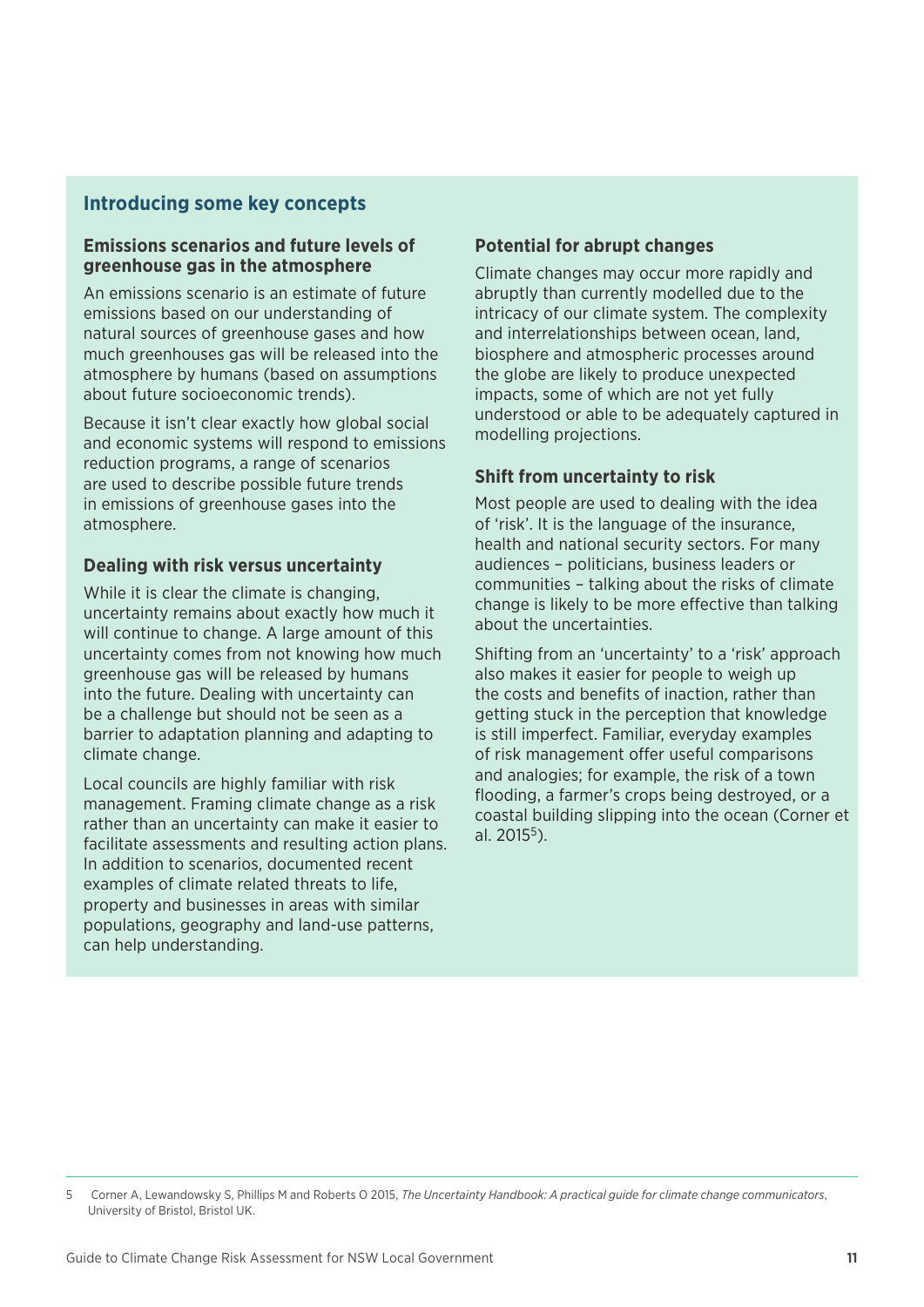## Introducing some key concepts

### Emissions scenarios and future levels of greenhouse gas in the atmosphere

An emissions scenario is an estimate of future emissions based on our understanding of natural sources of greenhouse gases and how much greenhouses gas will be released into the atmosphere by humans (based on assumptions about future socioeconomic trends).

Because it isn't clear exactly how global social and economic systems will respond to emissions reduction programs, a range of scenarios are used to describe possible future trends in emissions of greenhouse gases into the atmosphere.

### Dealing with risk versus uncertainty

While it is clear the climate is changing, uncertainty remains about exactly how much it will continue to change. A large amount of this uncertainty comes from not knowing how much greenhouse gas will be released by humans into the future. Dealing with uncertainty can be a challenge but should not be seen as a barrier to adaptation planning and adapting to climate change.

Local councils are highly familiar with risk management. Framing climate change as a risk rather than an uncertainty can make it easier to facilitate assessments and resulting action plans. In addition to scenarios, documented recent examples of climate related threats to life, property and businesses in areas with similar populations, geography and land-use patterns, can help understanding.

### Potential for abrupt changes

Climate changes may occur more rapidly and abruptly than currently modelled due to the intricacy of our climate system. The complexity and interrelationships between ocean, land, biosphere and atmospheric processes around the globe are likely to produce unexpected impacts, some of which are not yet fully understood or able to be adequately captured in modelling projections.

### Shift from uncertainty to risk

Most people are used to dealing with the idea of 'risk'. It is the language of the insurance, health and national security sectors. For many audiences – politicians, business leaders or communities – talking about the risks of climate change is likely to be more effective than talking about the uncertainties.

Shifting from an 'uncertainty' to a 'risk' approach also makes it easier for people to weigh up the costs and benefits of inaction, rather than getting stuck in the perception that knowledge is still imperfect. Familiar, everyday examples of risk management offer useful comparisons and analogies; for example, the risk of a town flooding, a farmer's crops being destroyed, or a coastal building slipping into the ocean (Corner et al. 2015[5]).

---

5 Corner A, Lewandowsky S, Phillips M and Roberts O 2015, *The Uncertainty Handbook: A practical guide for climate change communicators*, University of Bristol, Bristol UK.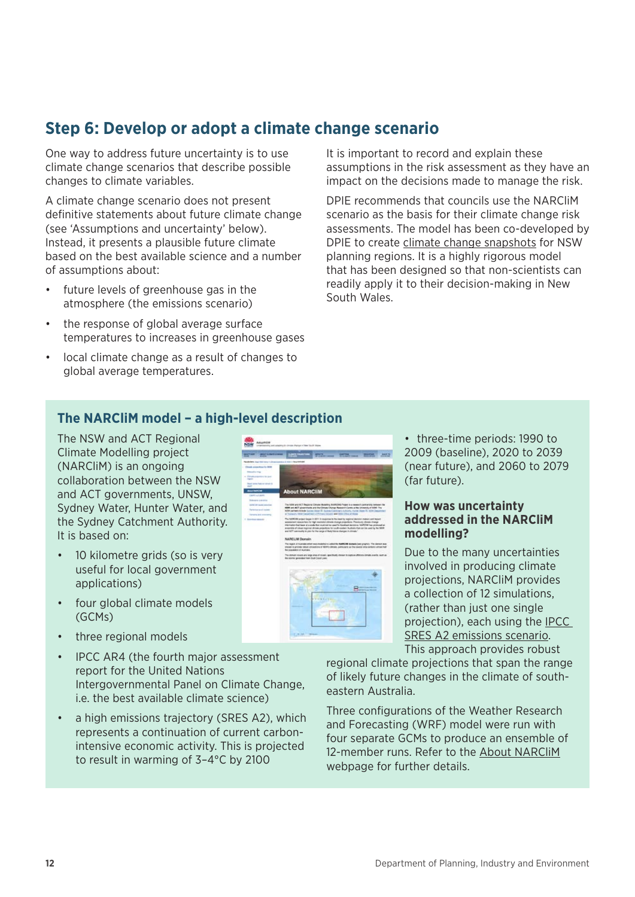## Step 6: Develop or adopt a climate change scenario

One way to address future uncertainty is to use climate change scenarios that describe possible changes to climate variables.

A climate change scenario does not present definitive statements about future climate change (see 'Assumptions and uncertainty' below). Instead, it presents a plausible future climate based on the best available science and a number of assumptions about:

- future levels of greenhouse gas in the atmosphere (the emissions scenario)
- the response of global average surface temperatures to increases in greenhouse gases
- local climate change as a result of changes to global average temperatures.

It is important to record and explain these assumptions in the risk assessment as they have an impact on the decisions made to manage the risk.

DPIE recommends that councils use the NARCliM scenario as the basis for their climate change risk assessments. The model has been co-developed by DPIE to create climate change snapshots for NSW planning regions. It is a highly rigorous model that has been designed so that non-scientists can readily apply it to their decision-making in New South Wales.

### The NARCliM model – a high-level description

The NSW and ACT Regional Climate Modelling project (NARCliM) is an ongoing collaboration between the NSW and ACT governments, UNSW, Sydney Water, Hunter Water, and the Sydney Catchment Authority. It is based on:

- 10 kilometre grids (so is very useful for local government applications)
- four global climate models (GCMs)
- three regional models
- IPCC AR4 (the fourth major assessment report for the United Nations Intergovernmental Panel on Climate Change, i.e. the best available climate science)
- a high emissions trajectory (SRES A2), which represents a continuation of current carbon-intensive economic activity. This is projected to result in warming of 3–4°C by 2100
- three-time periods: 1990 to 2009 (baseline), 2020 to 2039 (near future), and 2060 to 2079 (far future).

#### How was uncertainty addressed in the NARCliM modelling?

Due to the many uncertainties involved in producing climate projections, NARCliM provides a collection of 12 simulations, (rather than just one single projection), each using the IPCC SRES A2 emissions scenario. This approach provides robust regional climate projections that span the range of likely future changes in the climate of south-eastern Australia.

Three configurations of the Weather Research and Forecasting (WRF) model were run with four separate GCMs to produce an ensemble of 12-member runs. Refer to the About NARCliM webpage for further details.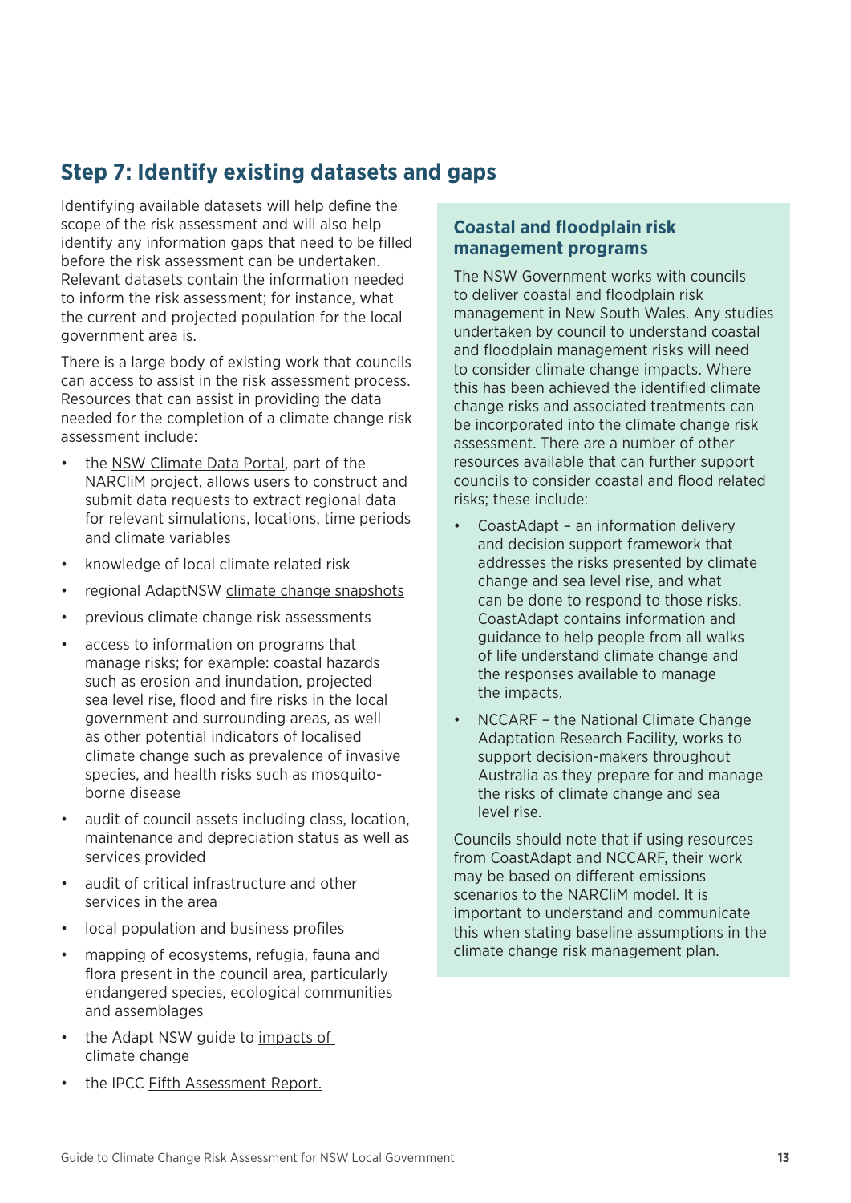## Step 7: Identify existing datasets and gaps

Identifying available datasets will help define the scope of the risk assessment and will also help identify any information gaps that need to be filled before the risk assessment can be undertaken. Relevant datasets contain the information needed to inform the risk assessment; for instance, what the current and projected population for the local government area is.

There is a large body of existing work that councils can access to assist in the risk assessment process. Resources that can assist in providing the data needed for the completion of a climate change risk assessment include:

- the NSW Climate Data Portal, part of the NARCliM project, allows users to construct and submit data requests to extract regional data for relevant simulations, locations, time periods and climate variables
- knowledge of local climate related risk
- regional AdaptNSW climate change snapshots
- previous climate change risk assessments
- access to information on programs that manage risks; for example: coastal hazards such as erosion and inundation, projected sea level rise, flood and fire risks in the local government and surrounding areas, as well as other potential indicators of localised climate change such as prevalence of invasive species, and health risks such as mosquito-borne disease
- audit of council assets including class, location, maintenance and depreciation status as well as services provided
- audit of critical infrastructure and other services in the area
- local population and business profiles
- mapping of ecosystems, refugia, fauna and flora present in the council area, particularly endangered species, ecological communities and assemblages
- the Adapt NSW guide to impacts of climate change
- the IPCC Fifth Assessment Report.

### Coastal and floodplain risk management programs

The NSW Government works with councils to deliver coastal and floodplain risk management in New South Wales. Any studies undertaken by council to understand coastal and floodplain management risks will need to consider climate change impacts. Where this has been achieved the identified climate change risks and associated treatments can be incorporated into the climate change risk assessment. There are a number of other resources available that can further support councils to consider coastal and flood related risks; these include:

- CoastAdapt – an information delivery and decision support framework that addresses the risks presented by climate change and sea level rise, and what can be done to respond to those risks. CoastAdapt contains information and guidance to help people from all walks of life understand climate change and the responses available to manage the impacts.
- NCCARF – the National Climate Change Adaptation Research Facility, works to support decision-makers throughout Australia as they prepare for and manage the risks of climate change and sea level rise.

Councils should note that if using resources from CoastAdapt and NCCARF, their work may be based on different emissions scenarios to the NARCliM model. It is important to understand and communicate this when stating baseline assumptions in the climate change risk management plan.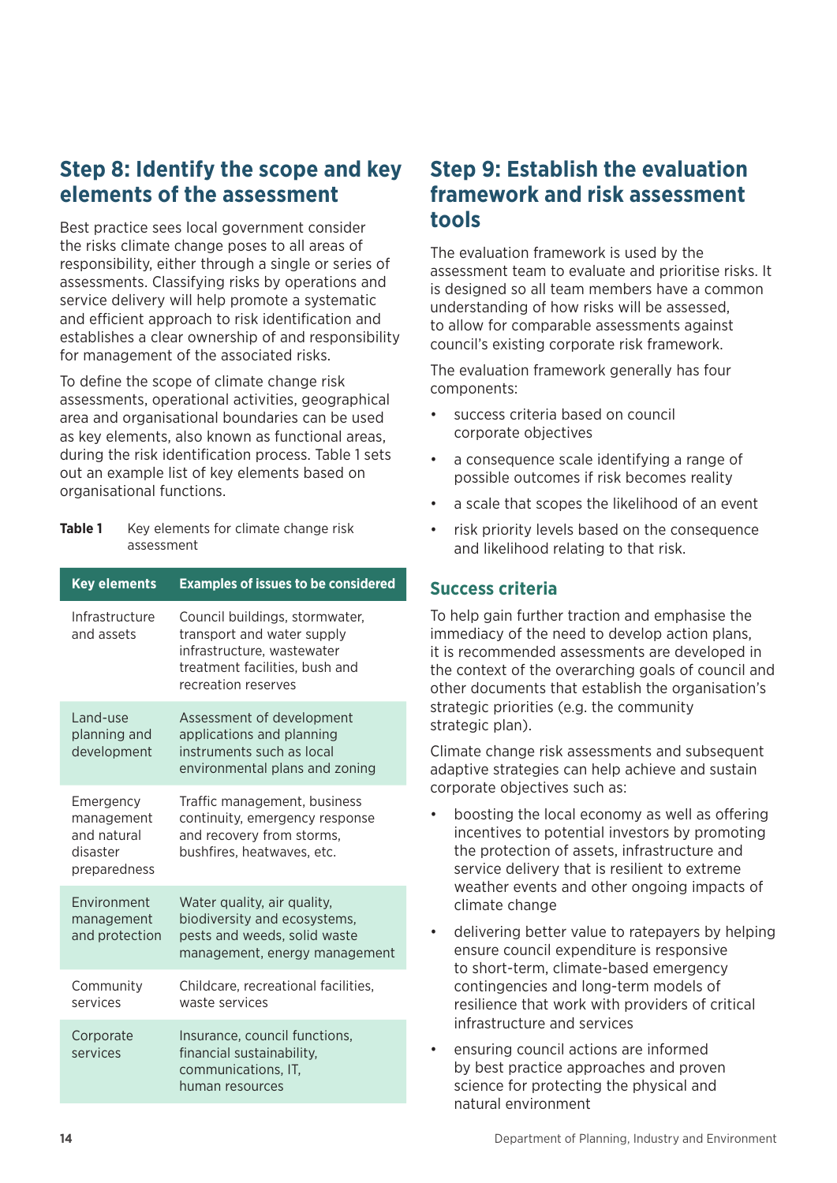## Step 8: Identify the scope and key elements of the assessment

Best practice sees local government consider the risks climate change poses to all areas of responsibility, either through a single or series of assessments. Classifying risks by operations and service delivery will help promote a systematic and efficient approach to risk identification and establishes a clear ownership of and responsibility for management of the associated risks.

To define the scope of climate change risk assessments, operational activities, geographical area and organisational boundaries can be used as key elements, also known as functional areas, during the risk identification process. Table 1 sets out an example list of key elements based on organisational functions.

**Table 1** Key elements for climate change risk assessment

| Key elements | Examples of issues to be considered |
| --- | --- |
| Infrastructure and assets | Council buildings, stormwater, transport and water supply infrastructure, wastewater treatment facilities, bush and recreation reserves |
| Land-use planning and development | Assessment of development applications and planning instruments such as local environmental plans and zoning |
| Emergency management and natural disaster preparedness | Traffic management, business continuity, emergency response and recovery from storms, bushfires, heatwaves, etc. |
| Environment management and protection | Water quality, air quality, biodiversity and ecosystems, pests and weeds, solid waste management, energy management |
| Community services | Childcare, recreational facilities, waste services |
| Corporate services | Insurance, council functions, financial sustainability, communications, IT, human resources |

## Step 9: Establish the evaluation framework and risk assessment tools

The evaluation framework is used by the assessment team to evaluate and prioritise risks. It is designed so all team members have a common understanding of how risks will be assessed, to allow for comparable assessments against council's existing corporate risk framework.

The evaluation framework generally has four components:

- success criteria based on council corporate objectives
- a consequence scale identifying a range of possible outcomes if risk becomes reality
- a scale that scopes the likelihood of an event
- risk priority levels based on the consequence and likelihood relating to that risk.

### Success criteria

To help gain further traction and emphasise the immediacy of the need to develop action plans, it is recommended assessments are developed in the context of the overarching goals of council and other documents that establish the organisation's strategic priorities (e.g. the community strategic plan).

Climate change risk assessments and subsequent adaptive strategies can help achieve and sustain corporate objectives such as:

- boosting the local economy as well as offering incentives to potential investors by promoting the protection of assets, infrastructure and service delivery that is resilient to extreme weather events and other ongoing impacts of climate change
- delivering better value to ratepayers by helping ensure council expenditure is responsive to short-term, climate-based emergency contingencies and long-term models of resilience that work with providers of critical infrastructure and services
- ensuring council actions are informed by best practice approaches and proven science for protecting the physical and natural environment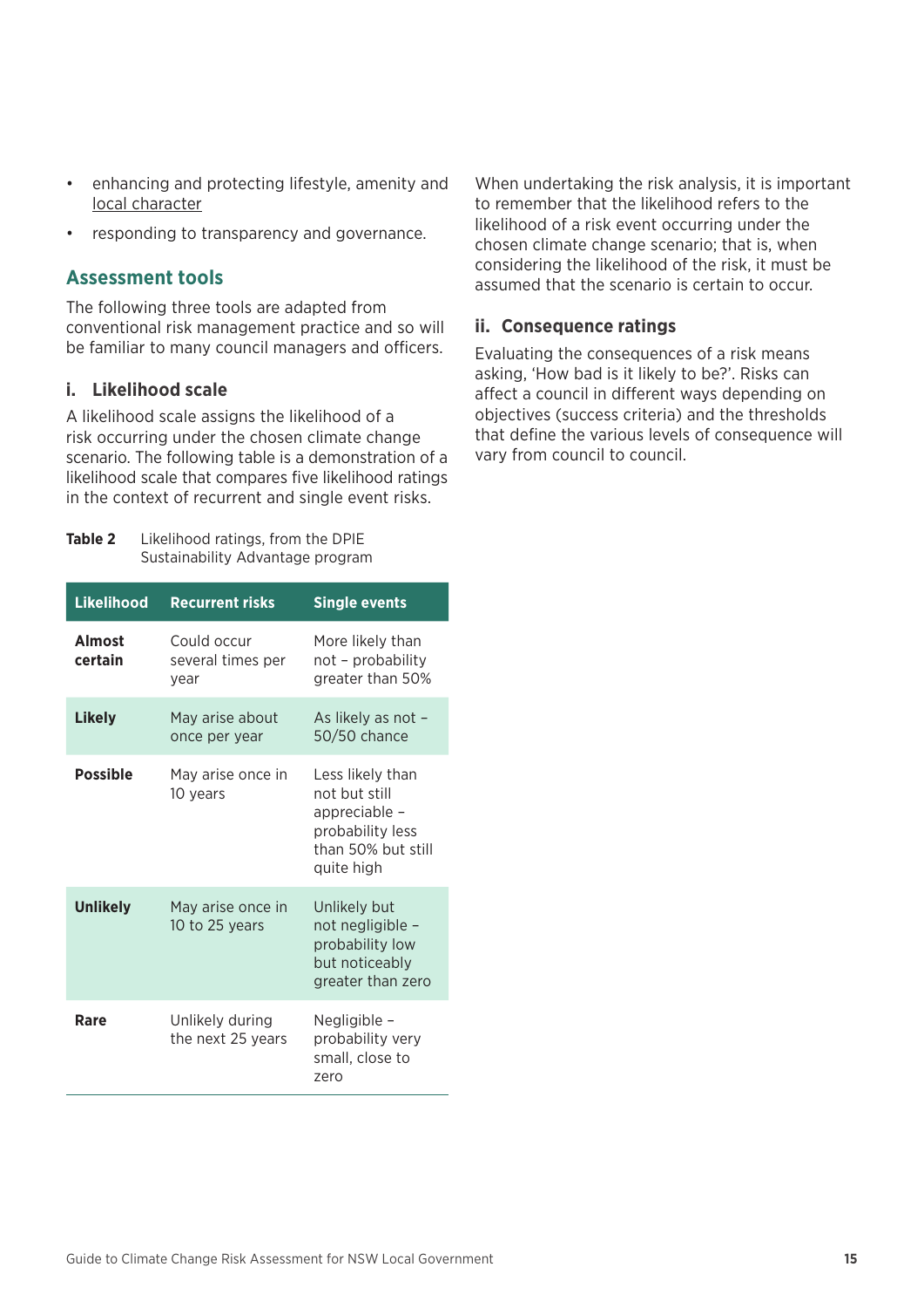- enhancing and protecting lifestyle, amenity and local character
- responding to transparency and governance.

## Assessment tools

The following three tools are adapted from conventional risk management practice and so will be familiar to many council managers and officers.

### i. Likelihood scale

A likelihood scale assigns the likelihood of a risk occurring under the chosen climate change scenario. The following table is a demonstration of a likelihood scale that compares five likelihood ratings in the context of recurrent and single event risks.

**Table 2** Likelihood ratings, from the DPIE Sustainability Advantage program

| Likelihood | Recurrent risks | Single events |
|---|---|---|
| **Almost certain** | Could occur several times per year | More likely than not – probability greater than 50% |
| **Likely** | May arise about once per year | As likely as not – 50/50 chance |
| **Possible** | May arise once in 10 years | Less likely than not but still appreciable – probability less than 50% but still quite high |
| **Unlikely** | May arise once in 10 to 25 years | Unlikely but not negligible – probability low but noticeably greater than zero |
| **Rare** | Unlikely during the next 25 years | Negligible – probability very small, close to zero |

When undertaking the risk analysis, it is important to remember that the likelihood refers to the likelihood of a risk event occurring under the chosen climate change scenario; that is, when considering the likelihood of the risk, it must be assumed that the scenario is certain to occur.

### ii. Consequence ratings

Evaluating the consequences of a risk means asking, 'How bad is it likely to be?'. Risks can affect a council in different ways depending on objectives (success criteria) and the thresholds that define the various levels of consequence will vary from council to council.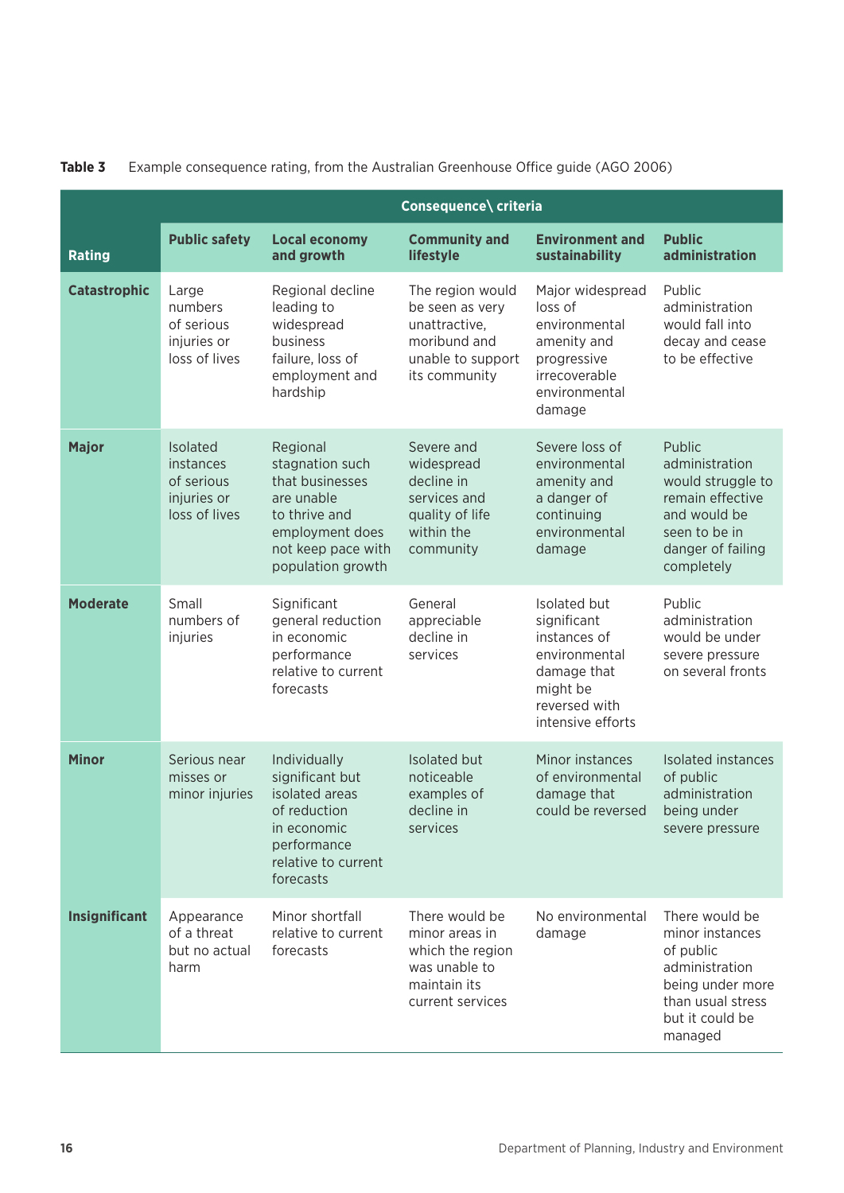**Table 3** Example consequence rating, from the Australian Greenhouse Office guide (AGO 2006)

| Rating | Consequence\ criteria | | | | |
|---|---|---|---|---|---|
| | **Public safety** | **Local economy and growth** | **Community and lifestyle** | **Environment and sustainability** | **Public administration** |
| **Catastrophic** | Large numbers of serious injuries or loss of lives | Regional decline leading to widespread business failure, loss of employment and hardship | The region would be seen as very unattractive, moribund and unable to support its community | Major widespread loss of environmental amenity and progressive irrecoverable environmental damage | Public administration would fall into decay and cease to be effective |
| **Major** | Isolated instances of serious injuries or loss of lives | Regional stagnation such that businesses are unable to thrive and employment does not keep pace with population growth | Severe and widespread decline in services and quality of life within the community | Severe loss of environmental amenity and a danger of continuing environmental damage | Public administration would struggle to remain effective and would be seen to be in danger of failing completely |
| **Moderate** | Small numbers of injuries | Significant general reduction in economic performance relative to current forecasts | General appreciable decline in services | Isolated but significant instances of environmental damage that might be reversed with intensive efforts | Public administration would be under severe pressure on several fronts |
| **Minor** | Serious near misses or minor injuries | Individually significant but isolated areas of reduction in economic performance relative to current forecasts | Isolated but noticeable examples of decline in services | Minor instances of environmental damage that could be reversed | Isolated instances of public administration being under severe pressure |
| **Insignificant** | Appearance of a threat but no actual harm | Minor shortfall relative to current forecasts | There would be minor areas in which the region was unable to maintain its current services | No environmental damage | There would be minor instances of public administration being under more than usual stress but it could be managed |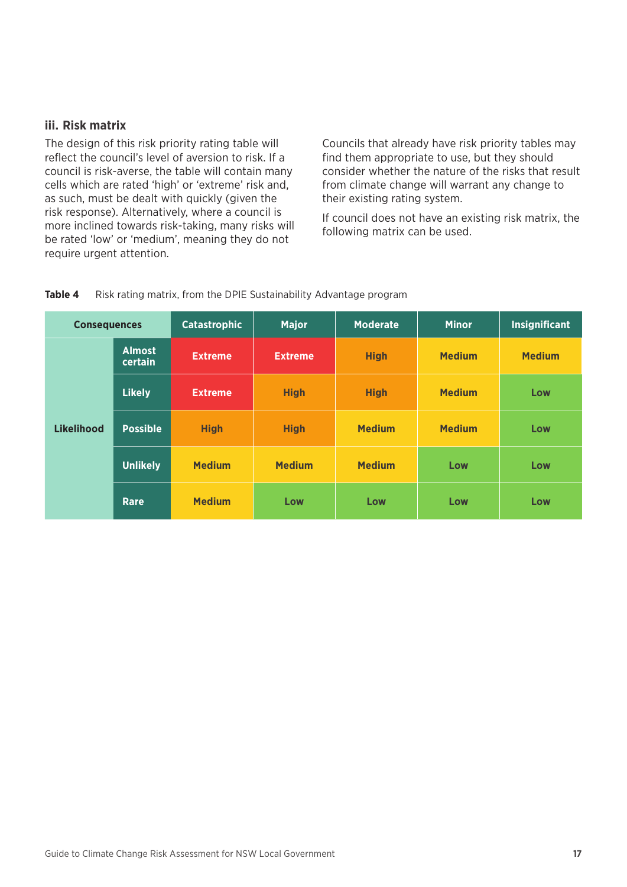### iii. Risk matrix

The design of this risk priority rating table will reflect the council's level of aversion to risk. If a council is risk-averse, the table will contain many cells which are rated 'high' or 'extreme' risk and, as such, must be dealt with quickly (given the risk response). Alternatively, where a council is more inclined towards risk-taking, many risks will be rated 'low' or 'medium', meaning they do not require urgent attention.

Councils that already have risk priority tables may find them appropriate to use, but they should consider whether the nature of the risks that result from climate change will warrant any change to their existing rating system.

If council does not have an existing risk matrix, the following matrix can be used.

**Table 4** Risk rating matrix, from the DPIE Sustainability Advantage program

| Consequences | | Catastrophic | Major | Moderate | Minor | Insignificant |
|---|---|---|---|---|---|---|
| Likelihood | Almost certain | Extreme | Extreme | High | Medium | Medium |
| | Likely | Extreme | High | High | Medium | Low |
| | Possible | High | High | Medium | Medium | Low |
| | Unlikely | Medium | Medium | Medium | Low | Low |
| | Rare | Medium | Low | Low | Low | Low |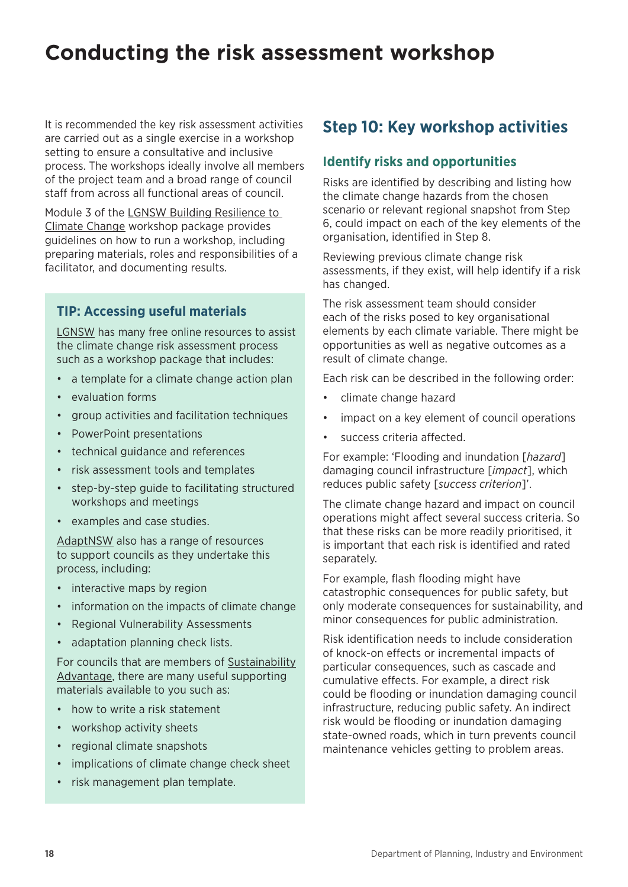# Conducting the risk assessment workshop

It is recommended the key risk assessment activities are carried out as a single exercise in a workshop setting to ensure a consultative and inclusive process. The workshops ideally involve all members of the project team and a broad range of council staff from across all functional areas of council.

Module 3 of the LGNSW Building Resilience to Climate Change workshop package provides guidelines on how to run a workshop, including preparing materials, roles and responsibilities of a facilitator, and documenting results.

### TIP: Accessing useful materials

LGNSW has many free online resources to assist the climate change risk assessment process such as a workshop package that includes:

- a template for a climate change action plan
- evaluation forms
- group activities and facilitation techniques
- PowerPoint presentations
- technical guidance and references
- risk assessment tools and templates
- step-by-step guide to facilitating structured workshops and meetings
- examples and case studies.

AdaptNSW also has a range of resources to support councils as they undertake this process, including:

- interactive maps by region
- information on the impacts of climate change
- Regional Vulnerability Assessments
- adaptation planning check lists.

For councils that are members of Sustainability Advantage, there are many useful supporting materials available to you such as:

- how to write a risk statement
- workshop activity sheets
- regional climate snapshots
- implications of climate change check sheet
- risk management plan template.

## Step 10: Key workshop activities

### Identify risks and opportunities

Risks are identified by describing and listing how the climate change hazards from the chosen scenario or relevant regional snapshot from Step 6, could impact on each of the key elements of the organisation, identified in Step 8.

Reviewing previous climate change risk assessments, if they exist, will help identify if a risk has changed.

The risk assessment team should consider each of the risks posed to key organisational elements by each climate variable. There might be opportunities as well as negative outcomes as a result of climate change.

Each risk can be described in the following order:

- climate change hazard
- impact on a key element of council operations
- success criteria affected.

For example: 'Flooding and inundation [*hazard*] damaging council infrastructure [*impact*], which reduces public safety [*success criterion*]'.

The climate change hazard and impact on council operations might affect several success criteria. So that these risks can be more readily prioritised, it is important that each risk is identified and rated separately.

For example, flash flooding might have catastrophic consequences for public safety, but only moderate consequences for sustainability, and minor consequences for public administration.

Risk identification needs to include consideration of knock-on effects or incremental impacts of particular consequences, such as cascade and cumulative effects. For example, a direct risk could be flooding or inundation damaging council infrastructure, reducing public safety. An indirect risk would be flooding or inundation damaging state-owned roads, which in turn prevents council maintenance vehicles getting to problem areas.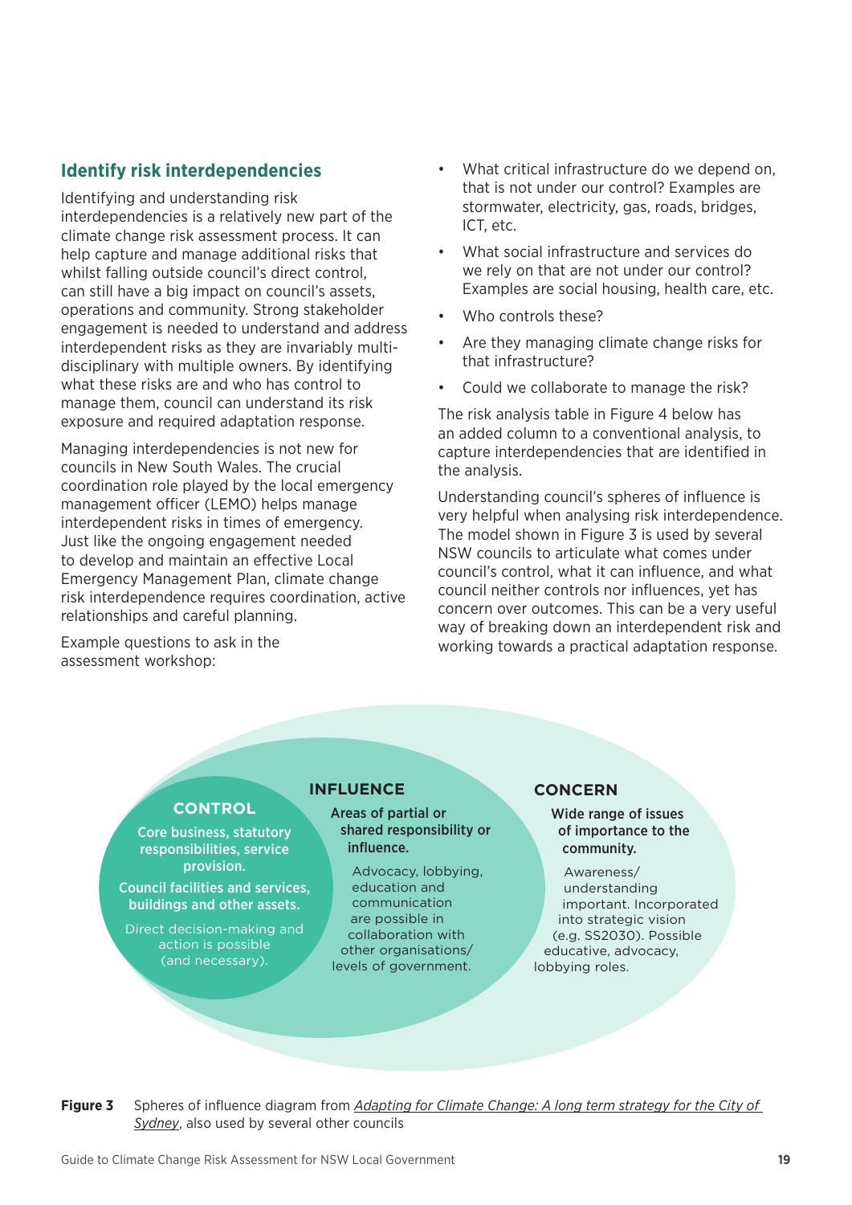## Identify risk interdependencies

Identifying and understanding risk interdependencies is a relatively new part of the climate change risk assessment process. It can help capture and manage additional risks that whilst falling outside council's direct control, can still have a big impact on council's assets, operations and community. Strong stakeholder engagement is needed to understand and address interdependent risks as they are invariably multi-disciplinary with multiple owners. By identifying what these risks are and who has control to manage them, council can understand its risk exposure and required adaptation response.

Managing interdependencies is not new for councils in New South Wales. The crucial coordination role played by the local emergency management officer (LEMO) helps manage interdependent risks in times of emergency. Just like the ongoing engagement needed to develop and maintain an effective Local Emergency Management Plan, climate change risk interdependence requires coordination, active relationships and careful planning.

Example questions to ask in the assessment workshop:

- What critical infrastructure do we depend on, that is not under our control? Examples are stormwater, electricity, gas, roads, bridges, ICT, etc.
- What social infrastructure and services do we rely on that are not under our control? Examples are social housing, health care, etc.
- Who controls these?
- Are they managing climate change risks for that infrastructure?
- Could we collaborate to manage the risk?

The risk analysis table in Figure 4 below has an added column to a conventional analysis, to capture interdependencies that are identified in the analysis.

Understanding council's spheres of influence is very helpful when analysing risk interdependence. The model shown in Figure 3 is used by several NSW councils to articulate what comes under council's control, what it can influence, and what council neither controls nor influences, yet has concern over outcomes. This can be a very useful way of breaking down an interdependent risk and working towards a practical adaptation response.

**CONTROL**

**Core business, statutory responsibilities, service provision.**

**Council facilities and services, buildings and other assets.**

Direct decision-making and action is possible (and necessary).

**INFLUENCE**

**Areas of partial or shared responsibility or influence.**

Advocacy, lobbying, education and communication are possible in collaboration with other organisations/ levels of government.

**CONCERN**

**Wide range of issues of importance to the community.**

Awareness/ understanding important. Incorporated into strategic vision (e.g. SS2030). Possible educative, advocacy, lobbying roles.

**Figure 3** Spheres of influence diagram from *Adapting for Climate Change: A long term strategy for the City of Sydney*, also used by several other councils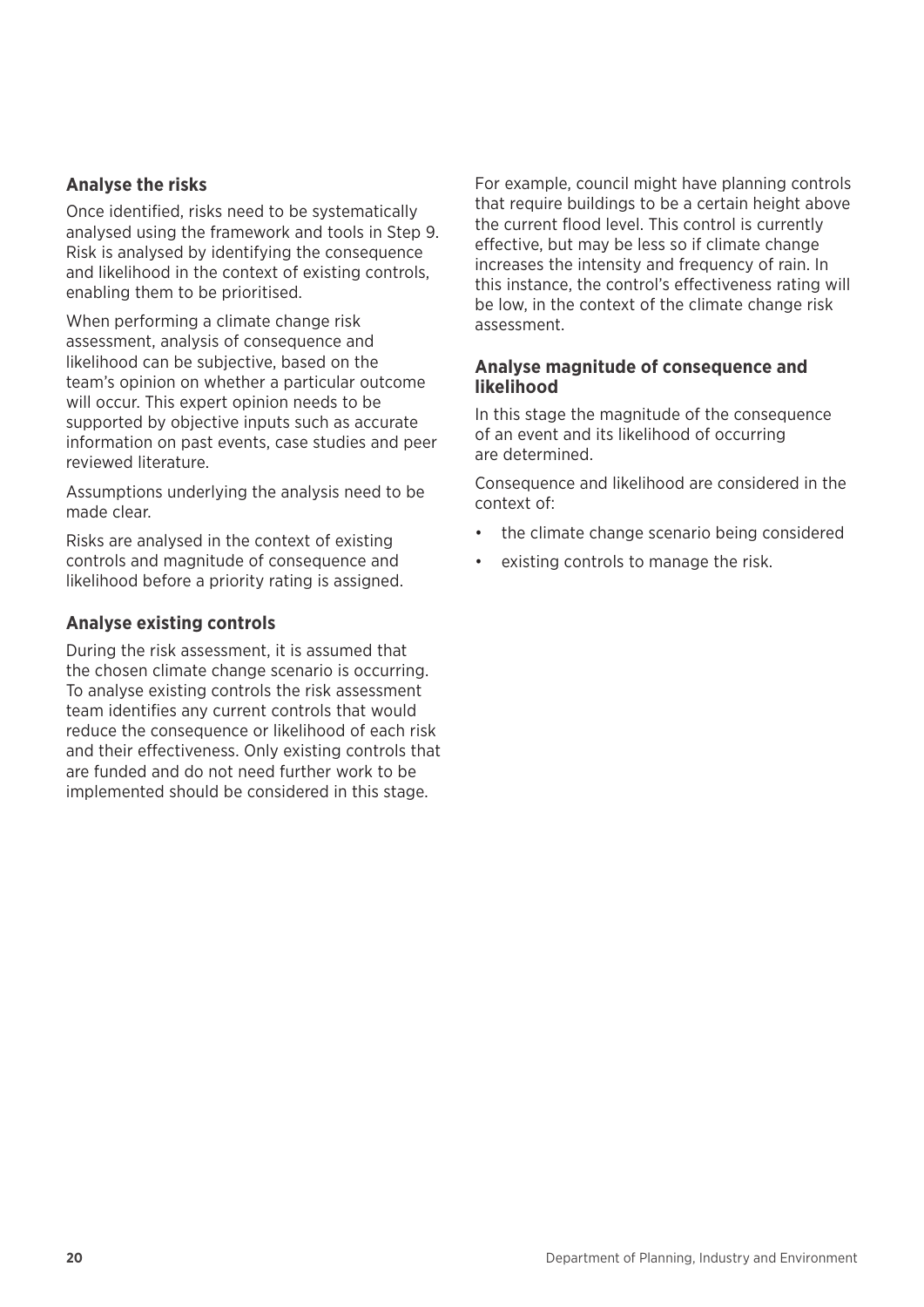### Analyse the risks

Once identified, risks need to be systematically analysed using the framework and tools in Step 9. Risk is analysed by identifying the consequence and likelihood in the context of existing controls, enabling them to be prioritised.

When performing a climate change risk assessment, analysis of consequence and likelihood can be subjective, based on the team's opinion on whether a particular outcome will occur. This expert opinion needs to be supported by objective inputs such as accurate information on past events, case studies and peer reviewed literature.

Assumptions underlying the analysis need to be made clear.

Risks are analysed in the context of existing controls and magnitude of consequence and likelihood before a priority rating is assigned.

### Analyse existing controls

During the risk assessment, it is assumed that the chosen climate change scenario is occurring. To analyse existing controls the risk assessment team identifies any current controls that would reduce the consequence or likelihood of each risk and their effectiveness. Only existing controls that are funded and do not need further work to be implemented should be considered in this stage.

For example, council might have planning controls that require buildings to be a certain height above the current flood level. This control is currently effective, but may be less so if climate change increases the intensity and frequency of rain. In this instance, the control's effectiveness rating will be low, in the context of the climate change risk assessment.

### Analyse magnitude of consequence and likelihood

In this stage the magnitude of the consequence of an event and its likelihood of occurring are determined.

Consequence and likelihood are considered in the context of:

- the climate change scenario being considered
- existing controls to manage the risk.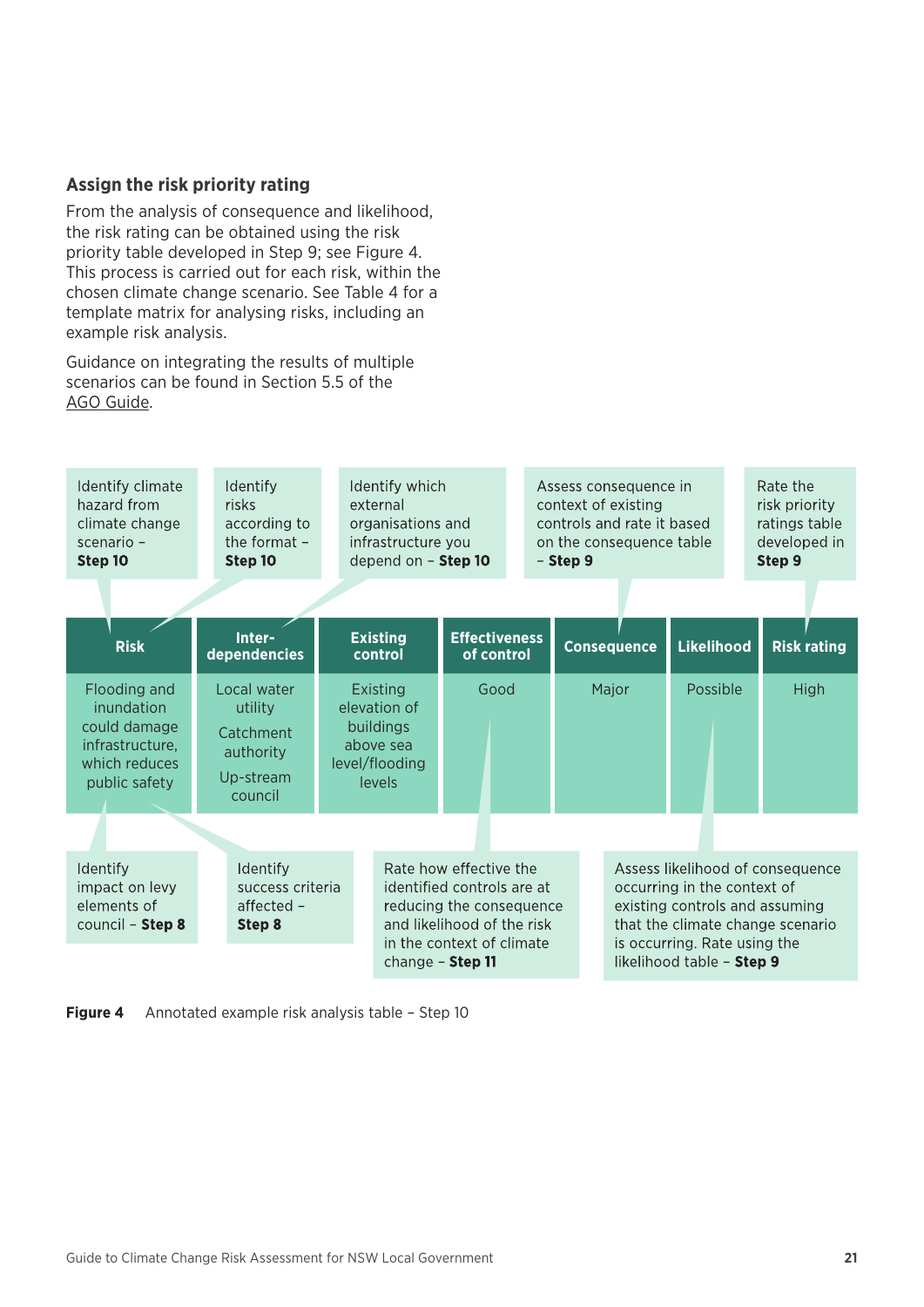## Assign the risk priority rating

From the analysis of consequence and likelihood, the risk rating can be obtained using the risk priority table developed in Step 9; see Figure 4. This process is carried out for each risk, within the chosen climate change scenario. See Table 4 for a template matrix for analysing risks, including an example risk analysis.

Guidance on integrating the results of multiple scenarios can be found in Section 5.5 of the AGO Guide.

Identify climate hazard from climate change scenario – **Step 10**

Identify risks according to the format – **Step 10**

Identify which external organisations and infrastructure you depend on – **Step 10**

Assess consequence in context of existing controls and rate it based on the consequence table – **Step 9**

Rate the risk priority ratings table developed in **Step 9**

| Risk | Inter-dependencies | Existing control | Effectiveness of control | Consequence | Likelihood | Risk rating |
|---|---|---|---|---|---|---|
| Flooding and inundation could damage infrastructure, which reduces public safety | Local water utility<br>Catchment authority<br>Up-stream council | Existing elevation of buildings above sea level/flooding levels | Good | Major | Possible | High |

Identify impact on levy elements of council – **Step 8**

Identify success criteria affected – **Step 8**

Rate how effective the identified controls are at reducing the consequence and likelihood of the risk in the context of climate change – **Step 11**

Assess likelihood of consequence occurring in the context of existing controls and assuming that the climate change scenario is occurring. Rate using the likelihood table – **Step 9**

**Figure 4** Annotated example risk analysis table – Step 10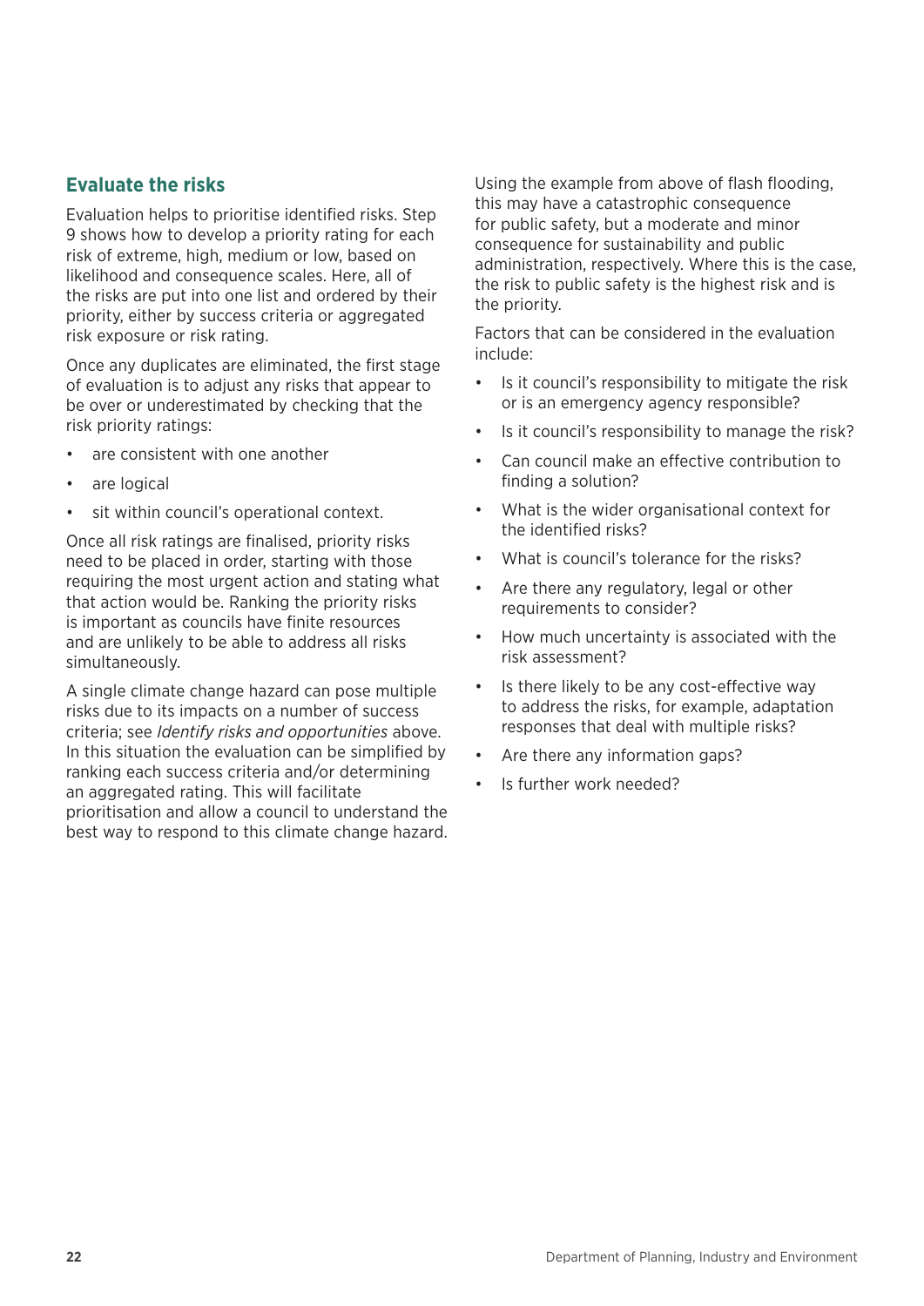## Evaluate the risks

Evaluation helps to prioritise identified risks. Step 9 shows how to develop a priority rating for each risk of extreme, high, medium or low, based on likelihood and consequence scales. Here, all of the risks are put into one list and ordered by their priority, either by success criteria or aggregated risk exposure or risk rating.

Once any duplicates are eliminated, the first stage of evaluation is to adjust any risks that appear to be over or underestimated by checking that the risk priority ratings:

- are consistent with one another
- are logical
- sit within council's operational context.

Once all risk ratings are finalised, priority risks need to be placed in order, starting with those requiring the most urgent action and stating what that action would be. Ranking the priority risks is important as councils have finite resources and are unlikely to be able to address all risks simultaneously.

A single climate change hazard can pose multiple risks due to its impacts on a number of success criteria; see *Identify risks and opportunities* above. In this situation the evaluation can be simplified by ranking each success criteria and/or determining an aggregated rating. This will facilitate prioritisation and allow a council to understand the best way to respond to this climate change hazard.

Using the example from above of flash flooding, this may have a catastrophic consequence for public safety, but a moderate and minor consequence for sustainability and public administration, respectively. Where this is the case, the risk to public safety is the highest risk and is the priority.

Factors that can be considered in the evaluation include:

- Is it council's responsibility to mitigate the risk or is an emergency agency responsible?
- Is it council's responsibility to manage the risk?
- Can council make an effective contribution to finding a solution?
- What is the wider organisational context for the identified risks?
- What is council's tolerance for the risks?
- Are there any regulatory, legal or other requirements to consider?
- How much uncertainty is associated with the risk assessment?
- Is there likely to be any cost-effective way to address the risks, for example, adaptation responses that deal with multiple risks?
- Are there any information gaps?
- Is further work needed?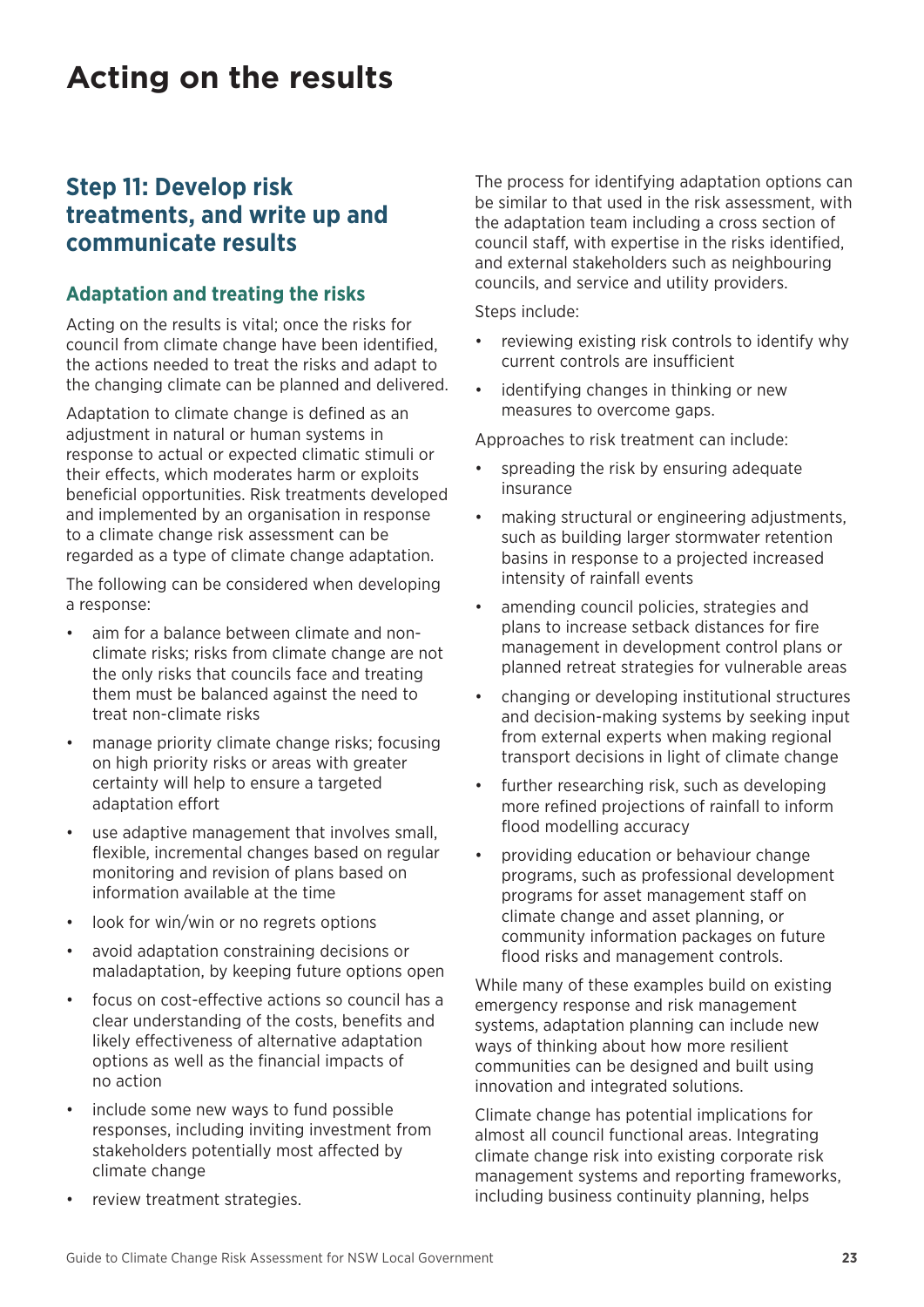# Acting on the results

## Step 11: Develop risk treatments, and write up and communicate results

### Adaptation and treating the risks

Acting on the results is vital; once the risks for council from climate change have been identified, the actions needed to treat the risks and adapt to the changing climate can be planned and delivered.

Adaptation to climate change is defined as an adjustment in natural or human systems in response to actual or expected climatic stimuli or their effects, which moderates harm or exploits beneficial opportunities. Risk treatments developed and implemented by an organisation in response to a climate change risk assessment can be regarded as a type of climate change adaptation.

The following can be considered when developing a response:

- aim for a balance between climate and non-climate risks; risks from climate change are not the only risks that councils face and treating them must be balanced against the need to treat non-climate risks
- manage priority climate change risks; focusing on high priority risks or areas with greater certainty will help to ensure a targeted adaptation effort
- use adaptive management that involves small, flexible, incremental changes based on regular monitoring and revision of plans based on information available at the time
- look for win/win or no regrets options
- avoid adaptation constraining decisions or maladaptation, by keeping future options open
- focus on cost-effective actions so council has a clear understanding of the costs, benefits and likely effectiveness of alternative adaptation options as well as the financial impacts of no action
- include some new ways to fund possible responses, including inviting investment from stakeholders potentially most affected by climate change
- review treatment strategies.

The process for identifying adaptation options can be similar to that used in the risk assessment, with the adaptation team including a cross section of council staff, with expertise in the risks identified, and external stakeholders such as neighbouring councils, and service and utility providers.

Steps include:

- reviewing existing risk controls to identify why current controls are insufficient
- identifying changes in thinking or new measures to overcome gaps.

Approaches to risk treatment can include:

- spreading the risk by ensuring adequate insurance
- making structural or engineering adjustments, such as building larger stormwater retention basins in response to a projected increased intensity of rainfall events
- amending council policies, strategies and plans to increase setback distances for fire management in development control plans or planned retreat strategies for vulnerable areas
- changing or developing institutional structures and decision-making systems by seeking input from external experts when making regional transport decisions in light of climate change
- further researching risk, such as developing more refined projections of rainfall to inform flood modelling accuracy
- providing education or behaviour change programs, such as professional development programs for asset management staff on climate change and asset planning, or community information packages on future flood risks and management controls.

While many of these examples build on existing emergency response and risk management systems, adaptation planning can include new ways of thinking about how more resilient communities can be designed and built using innovation and integrated solutions.

Climate change has potential implications for almost all council functional areas. Integrating climate change risk into existing corporate risk management systems and reporting frameworks, including business continuity planning, helps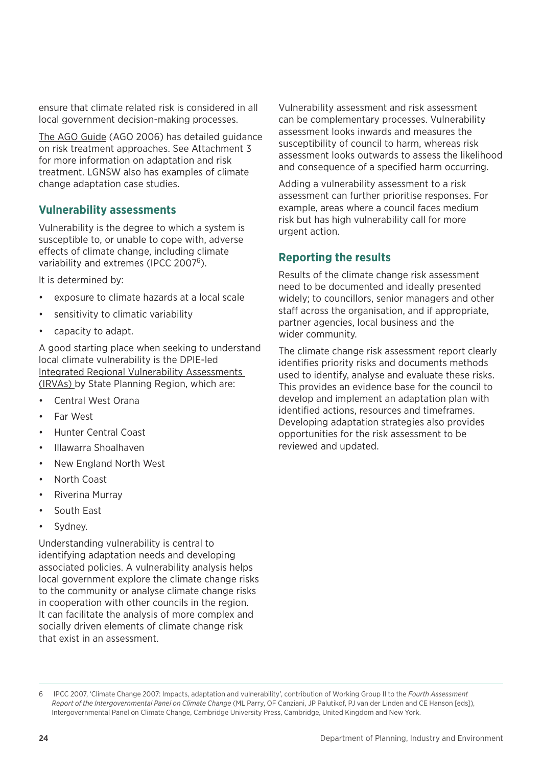ensure that climate related risk is considered in all local government decision-making processes.

The AGO Guide (AGO 2006) has detailed guidance on risk treatment approaches. See Attachment 3 for more information on adaptation and risk treatment. LGNSW also has examples of climate change adaptation case studies.

## Vulnerability assessments

Vulnerability is the degree to which a system is susceptible to, or unable to cope with, adverse effects of climate change, including climate variability and extremes (IPCC 2007[6]).

It is determined by:

- exposure to climate hazards at a local scale
- sensitivity to climatic variability
- capacity to adapt.

A good starting place when seeking to understand local climate vulnerability is the DPIE-led Integrated Regional Vulnerability Assessments (IRVAs) by State Planning Region, which are:

- Central West Orana
- Far West
- Hunter Central Coast
- Illawarra Shoalhaven
- New England North West
- North Coast
- Riverina Murray
- South East
- Sydney.

Understanding vulnerability is central to identifying adaptation needs and developing associated policies. A vulnerability analysis helps local government explore the climate change risks to the community or analyse climate change risks in cooperation with other councils in the region. It can facilitate the analysis of more complex and socially driven elements of climate change risk that exist in an assessment.

Vulnerability assessment and risk assessment can be complementary processes. Vulnerability assessment looks inwards and measures the susceptibility of council to harm, whereas risk assessment looks outwards to assess the likelihood and consequence of a specified harm occurring.

Adding a vulnerability assessment to a risk assessment can further prioritise responses. For example, areas where a council faces medium risk but has high vulnerability call for more urgent action.

## Reporting the results

Results of the climate change risk assessment need to be documented and ideally presented widely; to councillors, senior managers and other staff across the organisation, and if appropriate, partner agencies, local business and the wider community.

The climate change risk assessment report clearly identifies priority risks and documents methods used to identify, analyse and evaluate these risks. This provides an evidence base for the council to develop and implement an adaptation plan with identified actions, resources and timeframes. Developing adaptation strategies also provides opportunities for the risk assessment to be reviewed and updated.

---

6 IPCC 2007, 'Climate Change 2007: Impacts, adaptation and vulnerability', contribution of Working Group II to the *Fourth Assessment Report of the Intergovernmental Panel on Climate Change* (ML Parry, OF Canziani, JP Palutikof, PJ van der Linden and CE Hanson [eds]), Intergovernmental Panel on Climate Change, Cambridge University Press, Cambridge, United Kingdom and New York.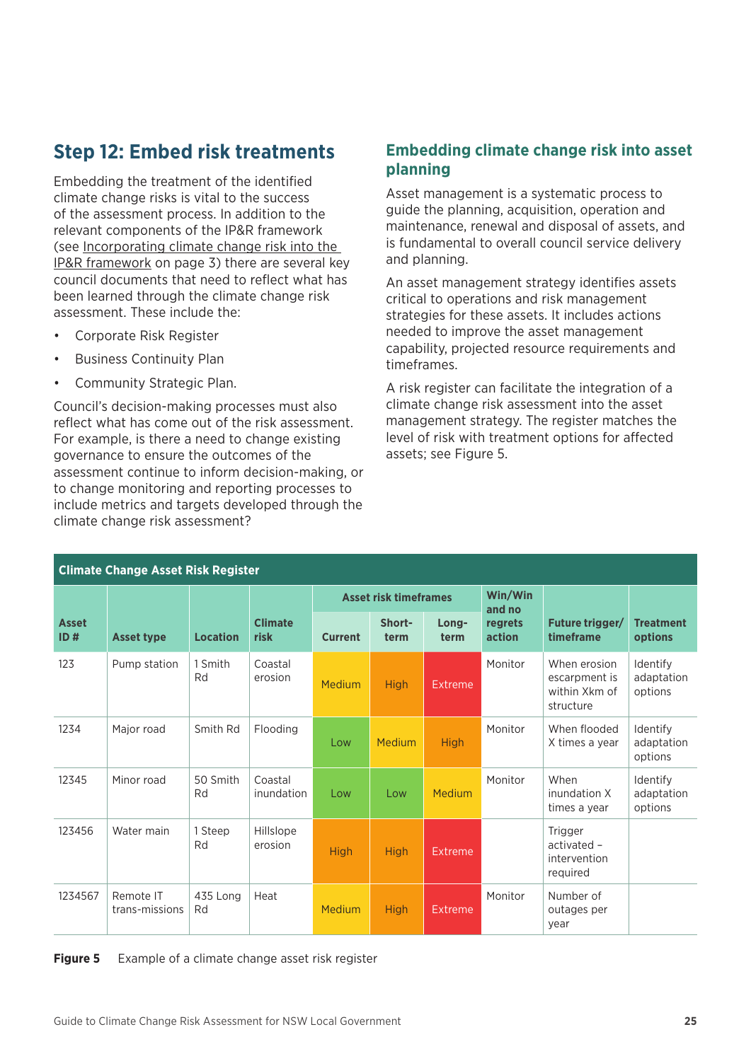## Step 12: Embed risk treatments

Embedding the treatment of the identified climate change risks is vital to the success of the assessment process. In addition to the relevant components of the IP&R framework (see Incorporating climate change risk into the IP&R framework on page 3) there are several key council documents that need to reflect what has been learned through the climate change risk assessment. These include the:

- Corporate Risk Register
- Business Continuity Plan
- Community Strategic Plan.

Council's decision-making processes must also reflect what has come out of the risk assessment. For example, is there a need to change existing governance to ensure the outcomes of the assessment continue to inform decision-making, or to change monitoring and reporting processes to include metrics and targets developed through the climate change risk assessment?

## Embedding climate change risk into asset planning

Asset management is a systematic process to guide the planning, acquisition, operation and maintenance, renewal and disposal of assets, and is fundamental to overall council service delivery and planning.

An asset management strategy identifies assets critical to operations and risk management strategies for these assets. It includes actions needed to improve the asset management capability, projected resource requirements and timeframes.

A risk register can facilitate the integration of a climate change risk assessment into the asset management strategy. The register matches the level of risk with treatment options for affected assets; see Figure 5.

**Climate Change Asset Risk Register**

| Asset ID # | Asset type | Location | Climate risk | Asset risk timeframes | | | Win/Win and no regrets action | Future trigger/ timeframe | Treatment options |
|---|---|---|---|---|---|---|---|---|---|
| | | | | Current | Short-term | Long-term | | | |
| 123 | Pump station | 1 Smith Rd | Coastal erosion | Medium | High | Extreme | Monitor | When erosion escarpment is within Xkm of structure | Identify adaptation options |
| 1234 | Major road | Smith Rd | Flooding | Low | Medium | High | Monitor | When flooded X times a year | Identify adaptation options |
| 12345 | Minor road | 50 Smith Rd | Coastal inundation | Low | Low | Medium | Monitor | When inundation X times a year | Identify adaptation options |
| 123456 | Water main | 1 Steep Rd | Hillslope erosion | High | High | Extreme | | Trigger activated – intervention required | |
| 1234567 | Remote IT trans-missions | 435 Long Rd | Heat | Medium | High | Extreme | Monitor | Number of outages per year | |

**Figure 5** Example of a climate change asset risk register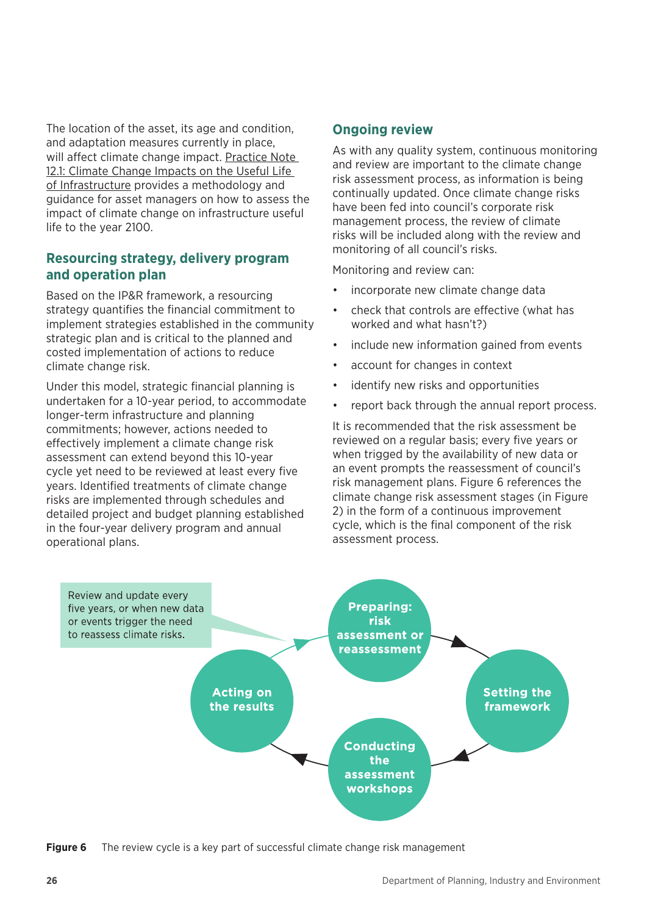The location of the asset, its age and condition, and adaptation measures currently in place, will affect climate change impact. Practice Note 12.1: Climate Change Impacts on the Useful Life of Infrastructure provides a methodology and guidance for asset managers on how to assess the impact of climate change on infrastructure useful life to the year 2100.

## Resourcing strategy, delivery program and operation plan

Based on the IP&R framework, a resourcing strategy quantifies the financial commitment to implement strategies established in the community strategic plan and is critical to the planned and costed implementation of actions to reduce climate change risk.

Under this model, strategic financial planning is undertaken for a 10-year period, to accommodate longer-term infrastructure and planning commitments; however, actions needed to effectively implement a climate change risk assessment can extend beyond this 10-year cycle yet need to be reviewed at least every five years. Identified treatments of climate change risks are implemented through schedules and detailed project and budget planning established in the four-year delivery program and annual operational plans.

## Ongoing review

As with any quality system, continuous monitoring and review are important to the climate change risk assessment process, as information is being continually updated. Once climate change risks have been fed into council's corporate risk management process, the review of climate risks will be included along with the review and monitoring of all council's risks.

Monitoring and review can:

- incorporate new climate change data
- check that controls are effective (what has worked and what hasn't?)
- include new information gained from events
- account for changes in context
- identify new risks and opportunities
- report back through the annual report process.

It is recommended that the risk assessment be reviewed on a regular basis; every five years or when trigged by the availability of new data or an event prompts the reassessment of council's risk management plans. Figure 6 references the climate change risk assessment stages (in Figure 2) in the form of a continuous improvement cycle, which is the final component of the risk assessment process.

Review and update every five years, or when new data or events trigger the need to reassess climate risks.

Preparing: risk assessment or reassessment → Setting the framework → Conducting the assessment workshops → Acting on the results → Preparing: risk assessment or reassessment

**Figure 6** The review cycle is a key part of successful climate change risk management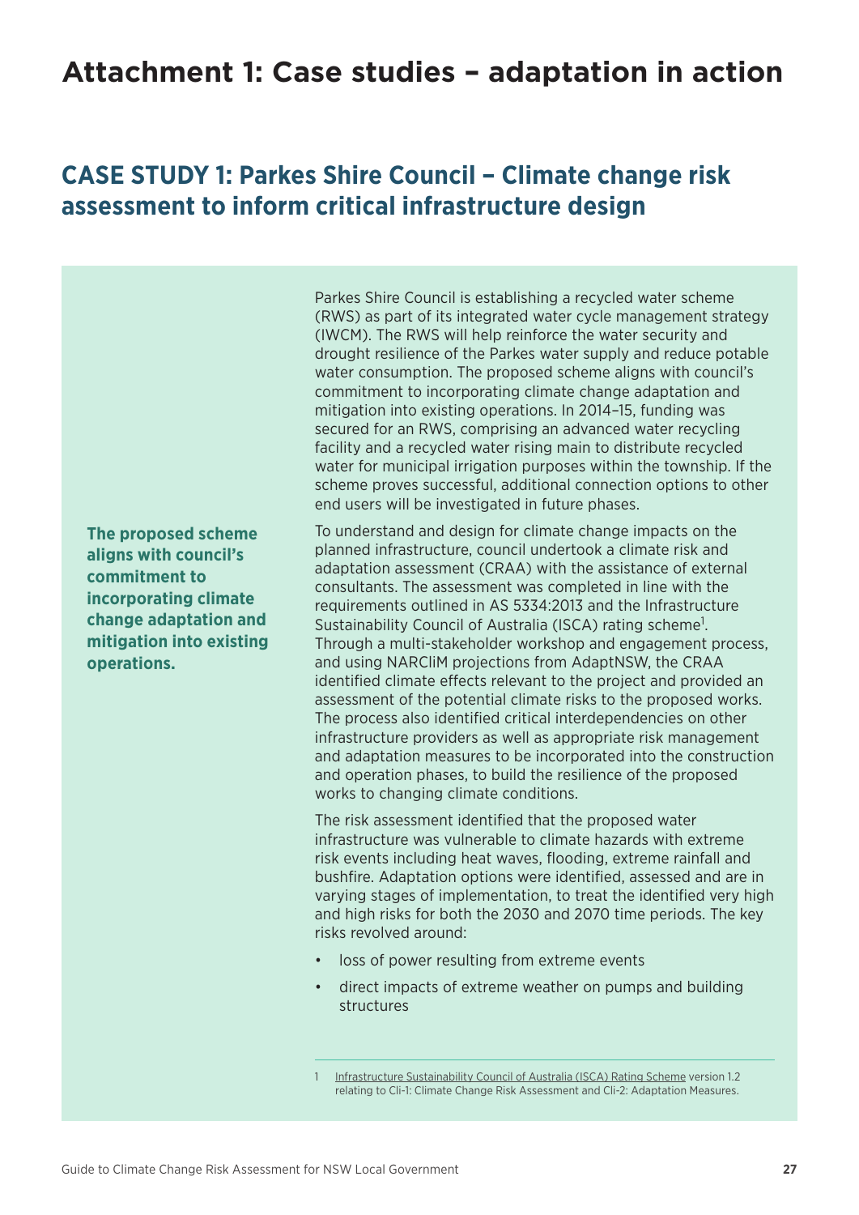# Attachment 1: Case studies – adaptation in action

## CASE STUDY 1: Parkes Shire Council – Climate change risk assessment to inform critical infrastructure design

Parkes Shire Council is establishing a recycled water scheme (RWS) as part of its integrated water cycle management strategy (IWCM). The RWS will help reinforce the water security and drought resilience of the Parkes water supply and reduce potable water consumption. The proposed scheme aligns with council's commitment to incorporating climate change adaptation and mitigation into existing operations. In 2014–15, funding was secured for an RWS, comprising an advanced water recycling facility and a recycled water rising main to distribute recycled water for municipal irrigation purposes within the township. If the scheme proves successful, additional connection options to other end users will be investigated in future phases.

**The proposed scheme aligns with council's commitment to incorporating climate change adaptation and mitigation into existing operations.**

To understand and design for climate change impacts on the planned infrastructure, council undertook a climate risk and adaptation assessment (CRAA) with the assistance of external consultants. The assessment was completed in line with the requirements outlined in AS 5334:2013 and the Infrastructure Sustainability Council of Australia (ISCA) rating scheme[1]. Through a multi-stakeholder workshop and engagement process, and using NARCliM projections from AdaptNSW, the CRAA identified climate effects relevant to the project and provided an assessment of the potential climate risks to the proposed works. The process also identified critical interdependencies on other infrastructure providers as well as appropriate risk management and adaptation measures to be incorporated into the construction and operation phases, to build the resilience of the proposed works to changing climate conditions.

The risk assessment identified that the proposed water infrastructure was vulnerable to climate hazards with extreme risk events including heat waves, flooding, extreme rainfall and bushfire. Adaptation options were identified, assessed and are in varying stages of implementation, to treat the identified very high and high risks for both the 2030 and 2070 time periods. The key risks revolved around:

- loss of power resulting from extreme events
- direct impacts of extreme weather on pumps and building structures

1 Infrastructure Sustainability Council of Australia (ISCA) Rating Scheme version 1.2 relating to Cli-1: Climate Change Risk Assessment and Cli-2: Adaptation Measures.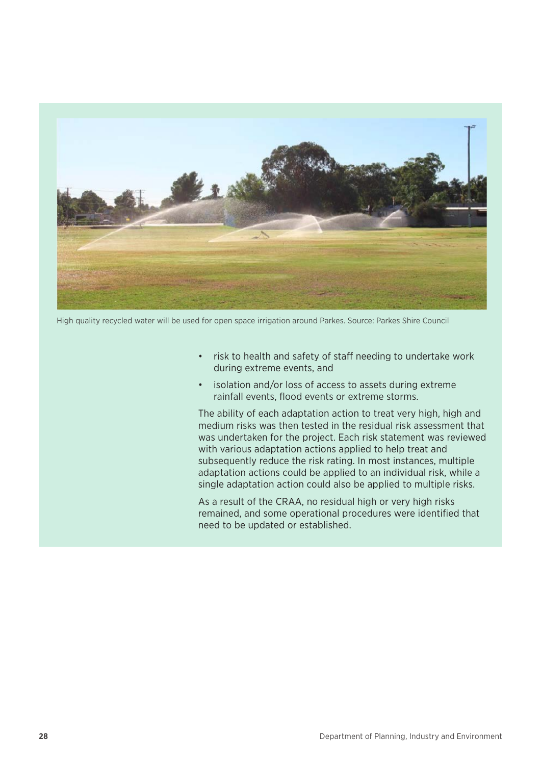High quality recycled water will be used for open space irrigation around Parkes. Source: Parkes Shire Council

- risk to health and safety of staff needing to undertake work during extreme events, and
- isolation and/or loss of access to assets during extreme rainfall events, flood events or extreme storms.

The ability of each adaptation action to treat very high, high and medium risks was then tested in the residual risk assessment that was undertaken for the project. Each risk statement was reviewed with various adaptation actions applied to help treat and subsequently reduce the risk rating. In most instances, multiple adaptation actions could be applied to an individual risk, while a single adaptation action could also be applied to multiple risks.

As a result of the CRAA, no residual high or very high risks remained, and some operational procedures were identified that need to be updated or established.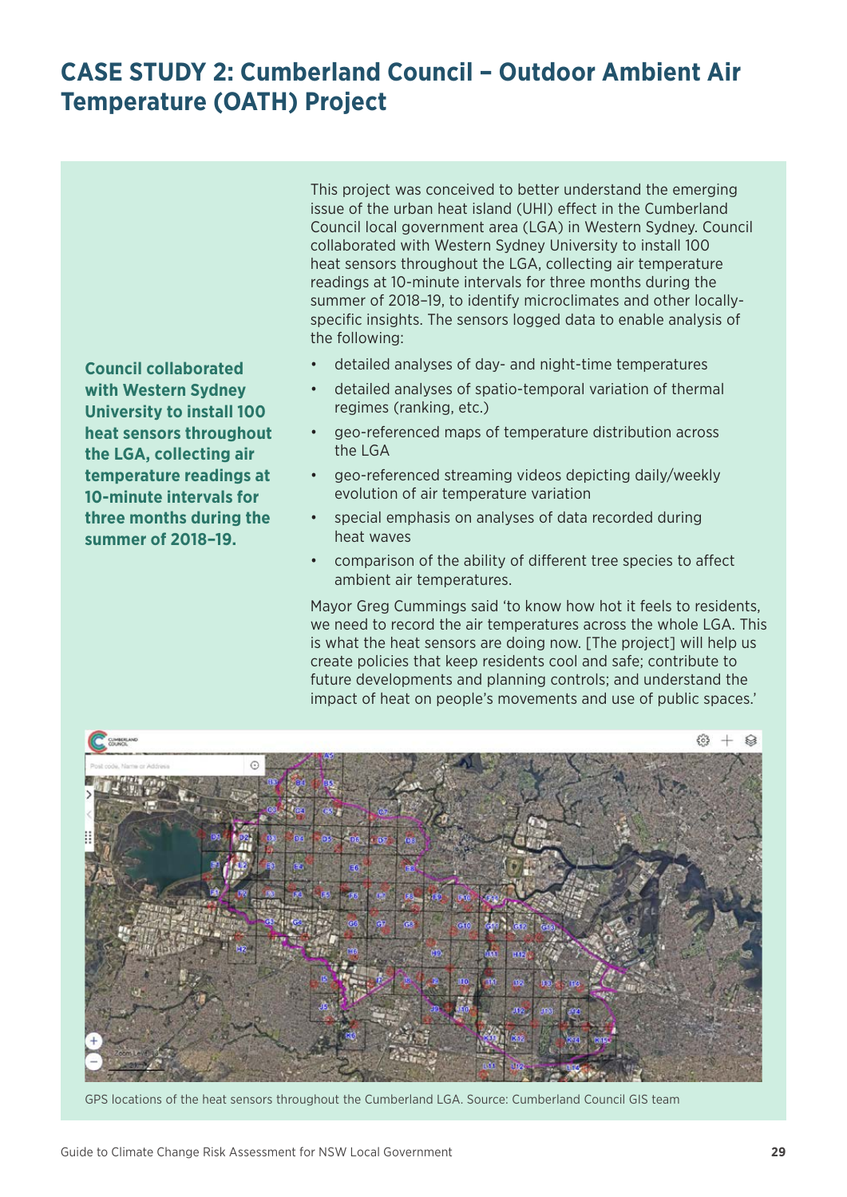# CASE STUDY 2: Cumberland Council – Outdoor Ambient Air Temperature (OATH) Project

**Council collaborated with Western Sydney University to install 100 heat sensors throughout the LGA, collecting air temperature readings at 10-minute intervals for three months during the summer of 2018–19.**

This project was conceived to better understand the emerging issue of the urban heat island (UHI) effect in the Cumberland Council local government area (LGA) in Western Sydney. Council collaborated with Western Sydney University to install 100 heat sensors throughout the LGA, collecting air temperature readings at 10-minute intervals for three months during the summer of 2018–19, to identify microclimates and other locally-specific insights. The sensors logged data to enable analysis of the following:

- detailed analyses of day- and night-time temperatures
- detailed analyses of spatio-temporal variation of thermal regimes (ranking, etc.)
- geo-referenced maps of temperature distribution across the LGA
- geo-referenced streaming videos depicting daily/weekly evolution of air temperature variation
- special emphasis on analyses of data recorded during heat waves
- comparison of the ability of different tree species to affect ambient air temperatures.

Mayor Greg Cummings said 'to know how hot it feels to residents, we need to record the air temperatures across the whole LGA. This is what the heat sensors are doing now. [The project] will help us create policies that keep residents cool and safe; contribute to future developments and planning controls; and understand the impact of heat on people's movements and use of public spaces.'

GPS locations of the heat sensors throughout the Cumberland LGA. Source: Cumberland Council GIS team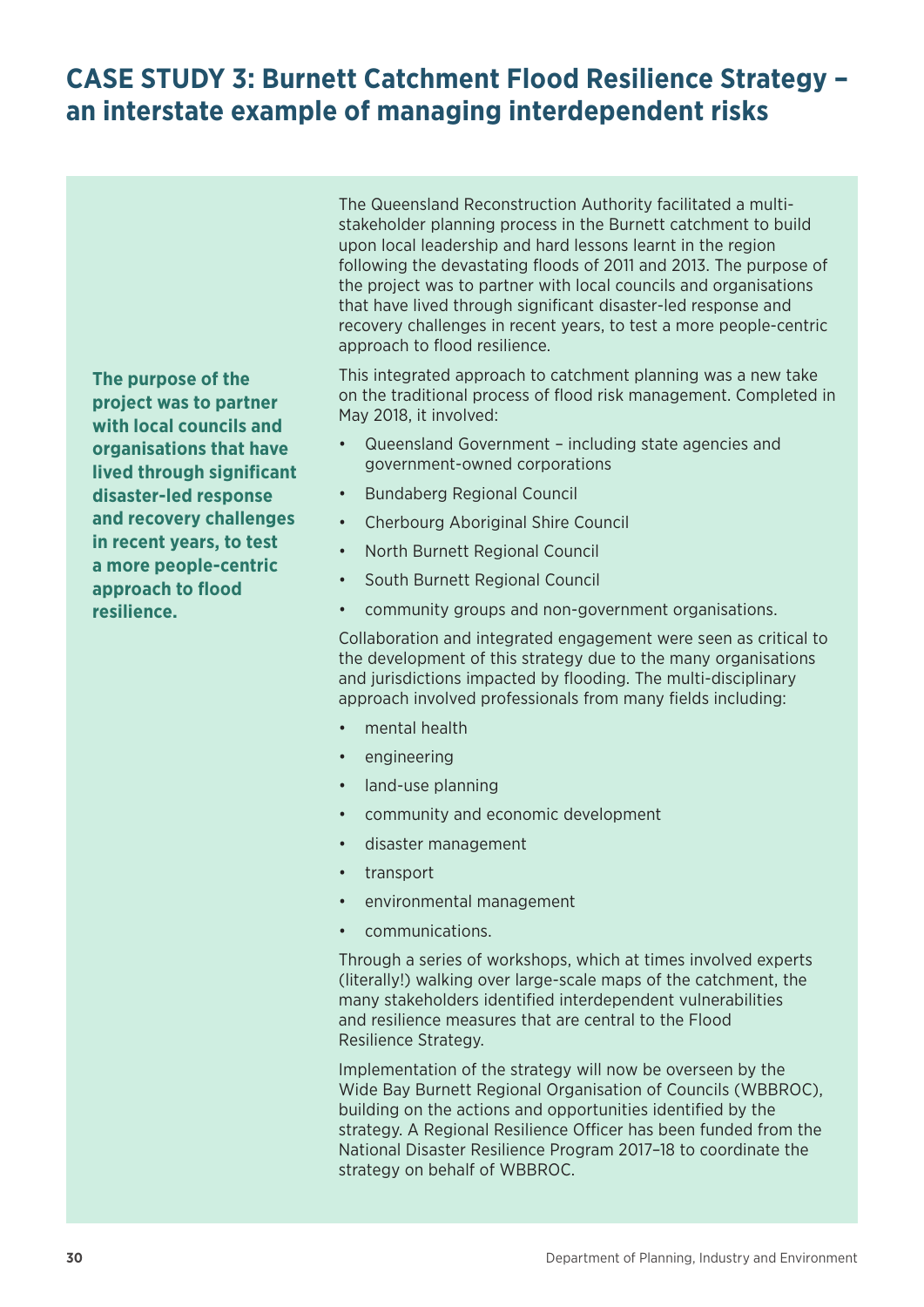# CASE STUDY 3: Burnett Catchment Flood Resilience Strategy – an interstate example of managing interdependent risks

**The purpose of the project was to partner with local councils and organisations that have lived through significant disaster-led response and recovery challenges in recent years, to test a more people-centric approach to flood resilience.**

The Queensland Reconstruction Authority facilitated a multi-stakeholder planning process in the Burnett catchment to build upon local leadership and hard lessons learnt in the region following the devastating floods of 2011 and 2013. The purpose of the project was to partner with local councils and organisations that have lived through significant disaster-led response and recovery challenges in recent years, to test a more people-centric approach to flood resilience.

This integrated approach to catchment planning was a new take on the traditional process of flood risk management. Completed in May 2018, it involved:

- Queensland Government – including state agencies and government-owned corporations
- Bundaberg Regional Council
- Cherbourg Aboriginal Shire Council
- North Burnett Regional Council
- South Burnett Regional Council
- community groups and non-government organisations.

Collaboration and integrated engagement were seen as critical to the development of this strategy due to the many organisations and jurisdictions impacted by flooding. The multi-disciplinary approach involved professionals from many fields including:

- mental health
- engineering
- land-use planning
- community and economic development
- disaster management
- transport
- environmental management
- communications.

Through a series of workshops, which at times involved experts (literally!) walking over large-scale maps of the catchment, the many stakeholders identified interdependent vulnerabilities and resilience measures that are central to the Flood Resilience Strategy.

Implementation of the strategy will now be overseen by the Wide Bay Burnett Regional Organisation of Councils (WBBROC), building on the actions and opportunities identified by the strategy. A Regional Resilience Officer has been funded from the National Disaster Resilience Program 2017–18 to coordinate the strategy on behalf of WBBROC.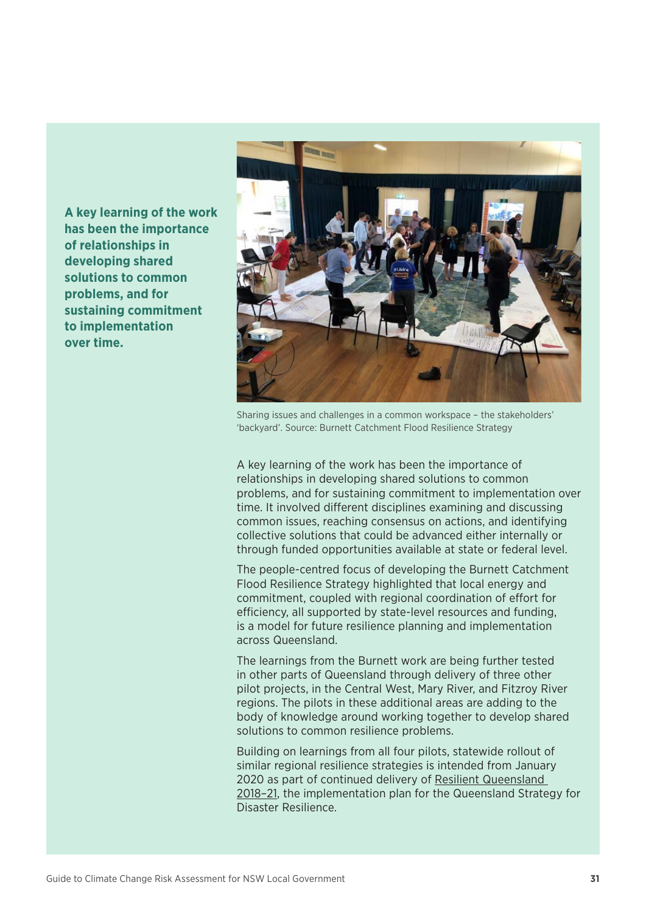**A key learning of the work has been the importance of relationships in developing shared solutions to common problems, and for sustaining commitment to implementation over time.**

Sharing issues and challenges in a common workspace – the stakeholders' 'backyard'. Source: Burnett Catchment Flood Resilience Strategy

A key learning of the work has been the importance of relationships in developing shared solutions to common problems, and for sustaining commitment to implementation over time. It involved different disciplines examining and discussing common issues, reaching consensus on actions, and identifying collective solutions that could be advanced either internally or through funded opportunities available at state or federal level.

The people-centred focus of developing the Burnett Catchment Flood Resilience Strategy highlighted that local energy and commitment, coupled with regional coordination of effort for efficiency, all supported by state-level resources and funding, is a model for future resilience planning and implementation across Queensland.

The learnings from the Burnett work are being further tested in other parts of Queensland through delivery of three other pilot projects, in the Central West, Mary River, and Fitzroy River regions. The pilots in these additional areas are adding to the body of knowledge around working together to develop shared solutions to common resilience problems.

Building on learnings from all four pilots, statewide rollout of similar regional resilience strategies is intended from January 2020 as part of continued delivery of Resilient Queensland 2018–21, the implementation plan for the Queensland Strategy for Disaster Resilience.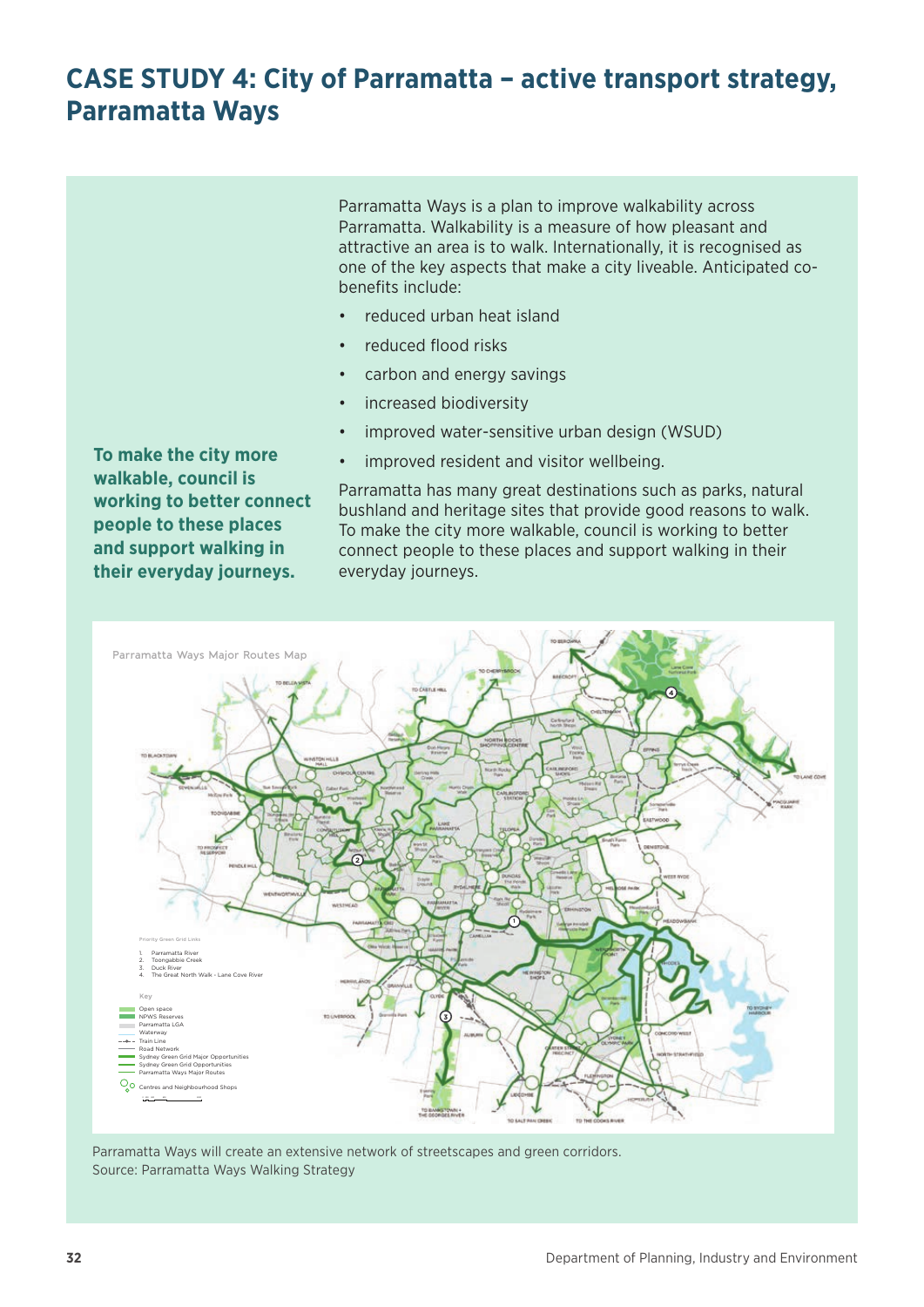# CASE STUDY 4: City of Parramatta – active transport strategy, Parramatta Ways

**To make the city more walkable, council is working to better connect people to these places and support walking in their everyday journeys.**

Parramatta Ways is a plan to improve walkability across Parramatta. Walkability is a measure of how pleasant and attractive an area is to walk. Internationally, it is recognised as one of the key aspects that make a city liveable. Anticipated co-benefits include:

- reduced urban heat island
- reduced flood risks
- carbon and energy savings
- increased biodiversity
- improved water-sensitive urban design (WSUD)
- improved resident and visitor wellbeing.

Parramatta has many great destinations such as parks, natural bushland and heritage sites that provide good reasons to walk. To make the city more walkable, council is working to better connect people to these places and support walking in their everyday journeys.

Parramatta Ways Major Routes Map

Priority Green Grid Links

1. Parramatta River
2. Toongabbie Creek
3. Duck River
4. The Great North Walk - Lane Cove River

Key

- Open space
- NPWS Reserves
- Parramatta LGA
- Waterway
- Train Line
- Road Network
- Sydney Green Grid Major Opportunities
- Sydney Green Grid Opportunities
- Parramatta Ways Major Routes
- Centres and Neighbourhood Shops

Parramatta Ways will create an extensive network of streetscapes and green corridors.
Source: Parramatta Ways Walking Strategy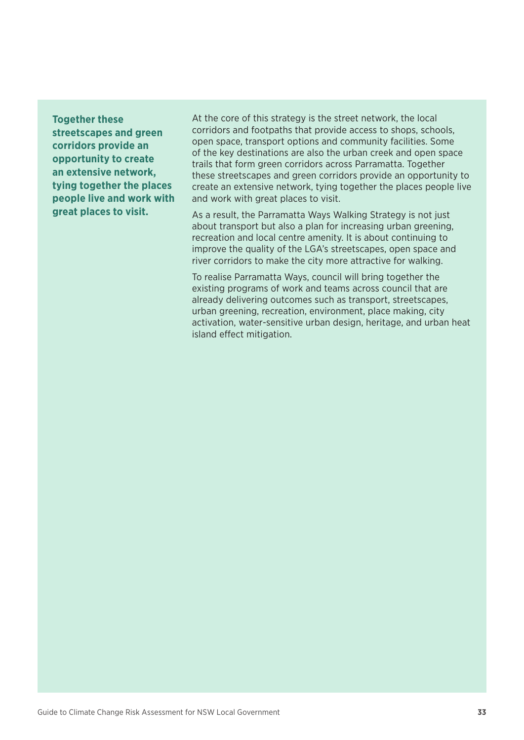**Together these streetscapes and green corridors provide an opportunity to create an extensive network, tying together the places people live and work with great places to visit.**

At the core of this strategy is the street network, the local corridors and footpaths that provide access to shops, schools, open space, transport options and community facilities. Some of the key destinations are also the urban creek and open space trails that form green corridors across Parramatta. Together these streetscapes and green corridors provide an opportunity to create an extensive network, tying together the places people live and work with great places to visit.

As a result, the Parramatta Ways Walking Strategy is not just about transport but also a plan for increasing urban greening, recreation and local centre amenity. It is about continuing to improve the quality of the LGA's streetscapes, open space and river corridors to make the city more attractive for walking.

To realise Parramatta Ways, council will bring together the existing programs of work and teams across council that are already delivering outcomes such as transport, streetscapes, urban greening, recreation, environment, place making, city activation, water-sensitive urban design, heritage, and urban heat island effect mitigation.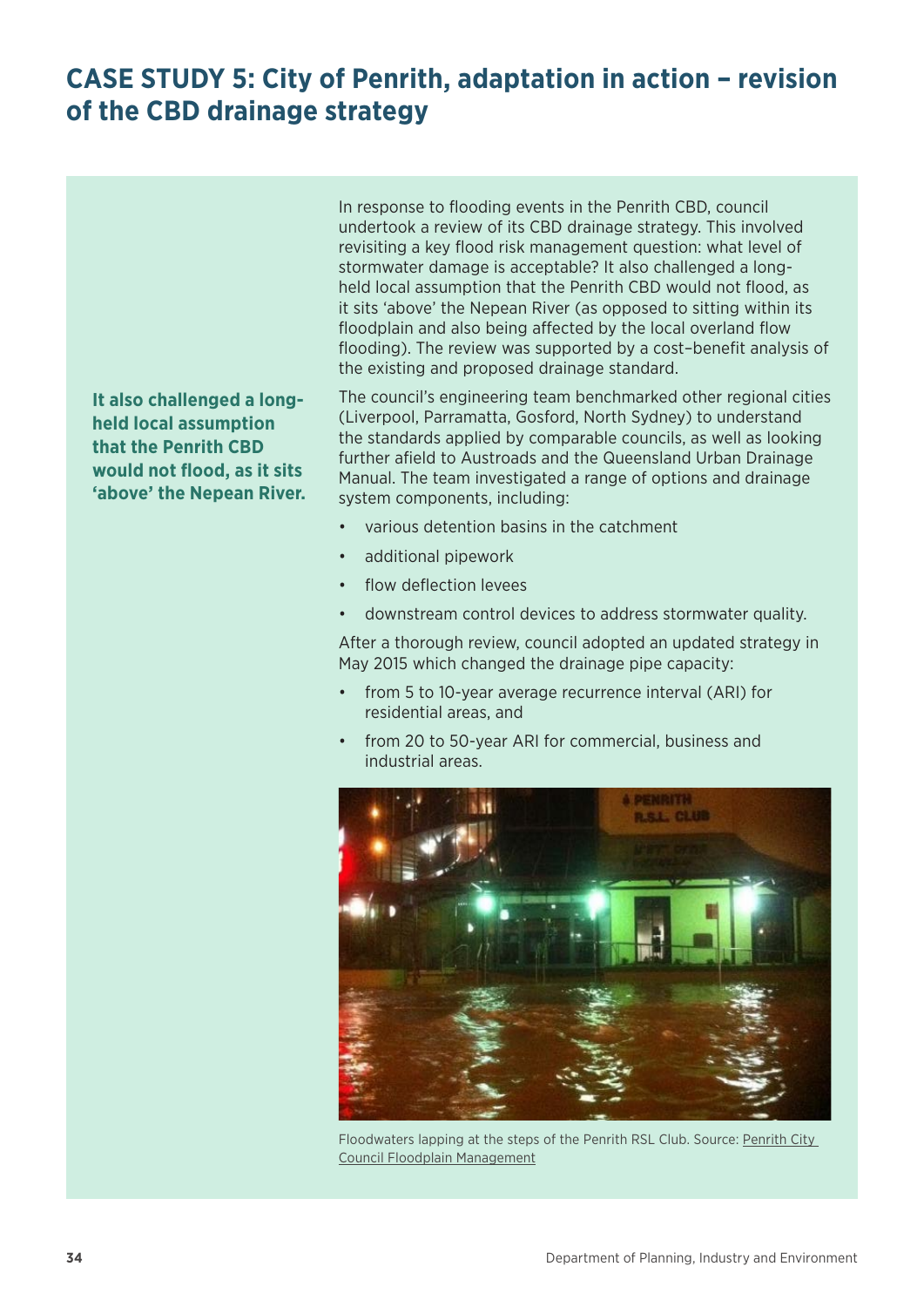## CASE STUDY 5: City of Penrith, adaptation in action – revision of the CBD drainage strategy

In response to flooding events in the Penrith CBD, council undertook a review of its CBD drainage strategy. This involved revisiting a key flood risk management question: what level of stormwater damage is acceptable? It also challenged a long-held local assumption that the Penrith CBD would not flood, as it sits 'above' the Nepean River (as opposed to sitting within its floodplain and also being affected by the local overland flow flooding). The review was supported by a cost–benefit analysis of the existing and proposed drainage standard.

**It also challenged a long-held local assumption that the Penrith CBD would not flood, as it sits 'above' the Nepean River.**

The council's engineering team benchmarked other regional cities (Liverpool, Parramatta, Gosford, North Sydney) to understand the standards applied by comparable councils, as well as looking further afield to Austroads and the Queensland Urban Drainage Manual. The team investigated a range of options and drainage system components, including:

- various detention basins in the catchment
- additional pipework
- flow deflection levees
- downstream control devices to address stormwater quality.

After a thorough review, council adopted an updated strategy in May 2015 which changed the drainage pipe capacity:

- from 5 to 10-year average recurrence interval (ARI) for residential areas, and
- from 20 to 50-year ARI for commercial, business and industrial areas.

Floodwaters lapping at the steps of the Penrith RSL Club. Source: Penrith City Council Floodplain Management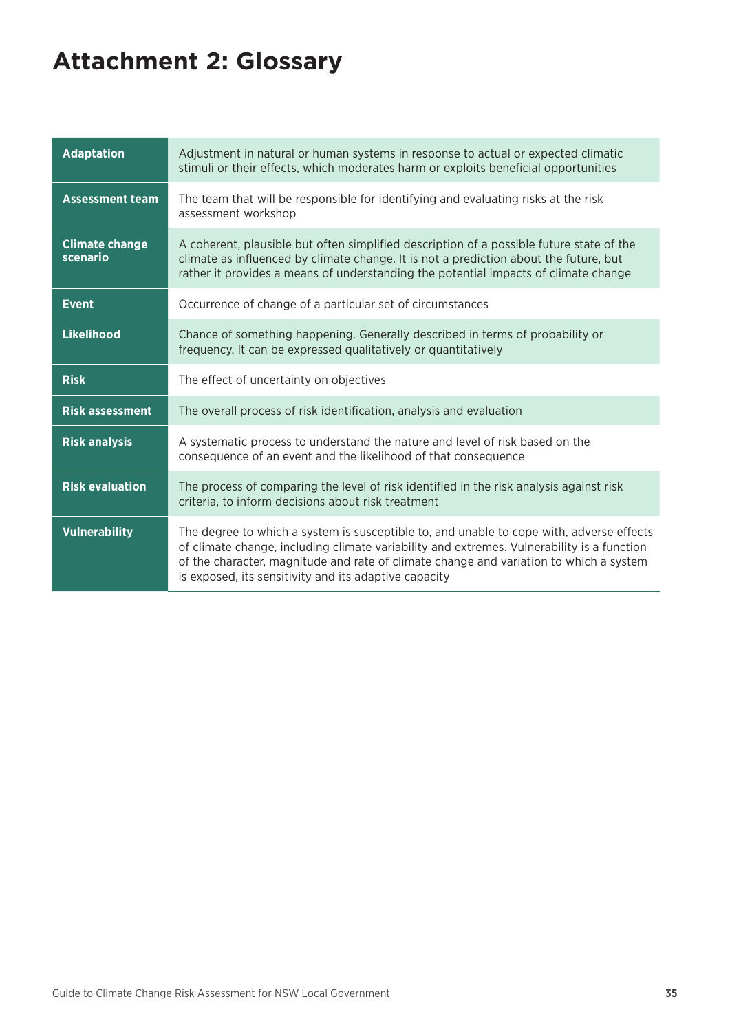# Attachment 2: Glossary

| Term | Definition |
| --- | --- |
| **Adaptation** | Adjustment in natural or human systems in response to actual or expected climatic stimuli or their effects, which moderates harm or exploits beneficial opportunities |
| **Assessment team** | The team that will be responsible for identifying and evaluating risks at the risk assessment workshop |
| **Climate change scenario** | A coherent, plausible but often simplified description of a possible future state of the climate as influenced by climate change. It is not a prediction about the future, but rather it provides a means of understanding the potential impacts of climate change |
| **Event** | Occurrence of change of a particular set of circumstances |
| **Likelihood** | Chance of something happening. Generally described in terms of probability or frequency. It can be expressed qualitatively or quantitatively |
| **Risk** | The effect of uncertainty on objectives |
| **Risk assessment** | The overall process of risk identification, analysis and evaluation |
| **Risk analysis** | A systematic process to understand the nature and level of risk based on the consequence of an event and the likelihood of that consequence |
| **Risk evaluation** | The process of comparing the level of risk identified in the risk analysis against risk criteria, to inform decisions about risk treatment |
| **Vulnerability** | The degree to which a system is susceptible to, and unable to cope with, adverse effects of climate change, including climate variability and extremes. Vulnerability is a function of the character, magnitude and rate of climate change and variation to which a system is exposed, its sensitivity and its adaptive capacity |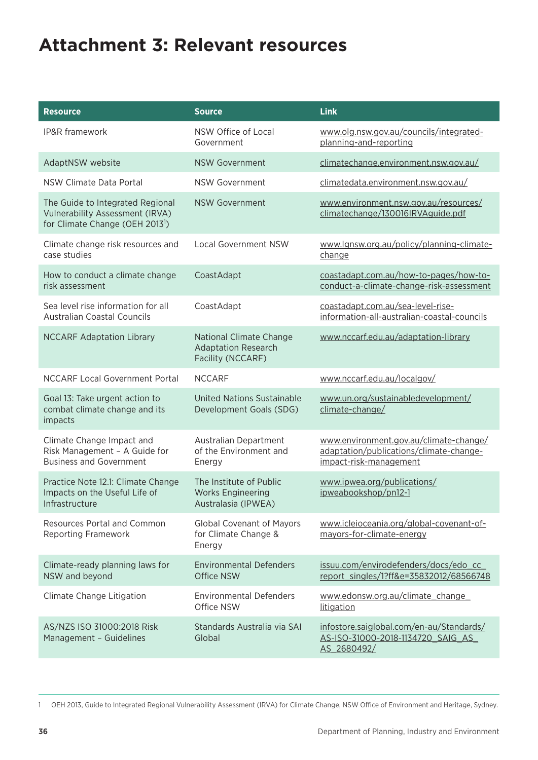# Attachment 3: Relevant resources

| Resource | Source | Link |
|---|---|---|
| IP&R framework | NSW Office of Local Government | www.olg.nsw.gov.au/councils/integrated-planning-and-reporting |
| AdaptNSW website | NSW Government | climatechange.environment.nsw.gov.au/ |
| NSW Climate Data Portal | NSW Government | climatedata.environment.nsw.gov.au/ |
| The Guide to Integrated Regional Vulnerability Assessment (IRVA) for Climate Change (OEH 2013[1]) | NSW Government | www.environment.nsw.gov.au/resources/climatechange/130016IRVAguide.pdf |
| Climate change risk resources and case studies | Local Government NSW | www.lgnsw.org.au/policy/planning-climate-change |
| How to conduct a climate change risk assessment | CoastAdapt | coastadapt.com.au/how-to-pages/how-to-conduct-a-climate-change-risk-assessment |
| Sea level rise information for all Australian Coastal Councils | CoastAdapt | coastadapt.com.au/sea-level-rise-information-all-australian-coastal-councils |
| NCCARF Adaptation Library | National Climate Change Adaptation Research Facility (NCCARF) | www.nccarf.edu.au/adaptation-library |
| NCCARF Local Government Portal | NCCARF | www.nccarf.edu.au/localgov/ |
| Goal 13: Take urgent action to combat climate change and its impacts | United Nations Sustainable Development Goals (SDG) | www.un.org/sustainabledevelopment/climate-change/ |
| Climate Change Impact and Risk Management – A Guide for Business and Government | Australian Department of the Environment and Energy | www.environment.gov.au/climate-change/adaptation/publications/climate-change-impact-risk-management |
| Practice Note 12.1: Climate Change Impacts on the Useful Life of Infrastructure | The Institute of Public Works Engineering Australasia (IPWEA) | www.ipwea.org/publications/ipweabookshop/pn12-1 |
| Resources Portal and Common Reporting Framework | Global Covenant of Mayors for Climate Change & Energy | www.icleioceania.org/global-covenant-of-mayors-for-climate-energy |
| Climate-ready planning laws for NSW and beyond | Environmental Defenders Office NSW | issuu.com/envirodefenders/docs/edo_cc_report_singles/1?ff&e=35832012/68566748 |
| Climate Change Litigation | Environmental Defenders Office NSW | www.edonsw.org.au/climate_change_litigation |
| AS/NZS ISO 31000:2018 Risk Management – Guidelines | Standards Australia via SAI Global | infostore.saiglobal.com/en-au/Standards/AS-ISO-31000-2018-1134720_SAIG_AS_AS_2680492/ |

1 OEH 2013, Guide to Integrated Regional Vulnerability Assessment (IRVA) for Climate Change, NSW Office of Environment and Heritage, Sydney.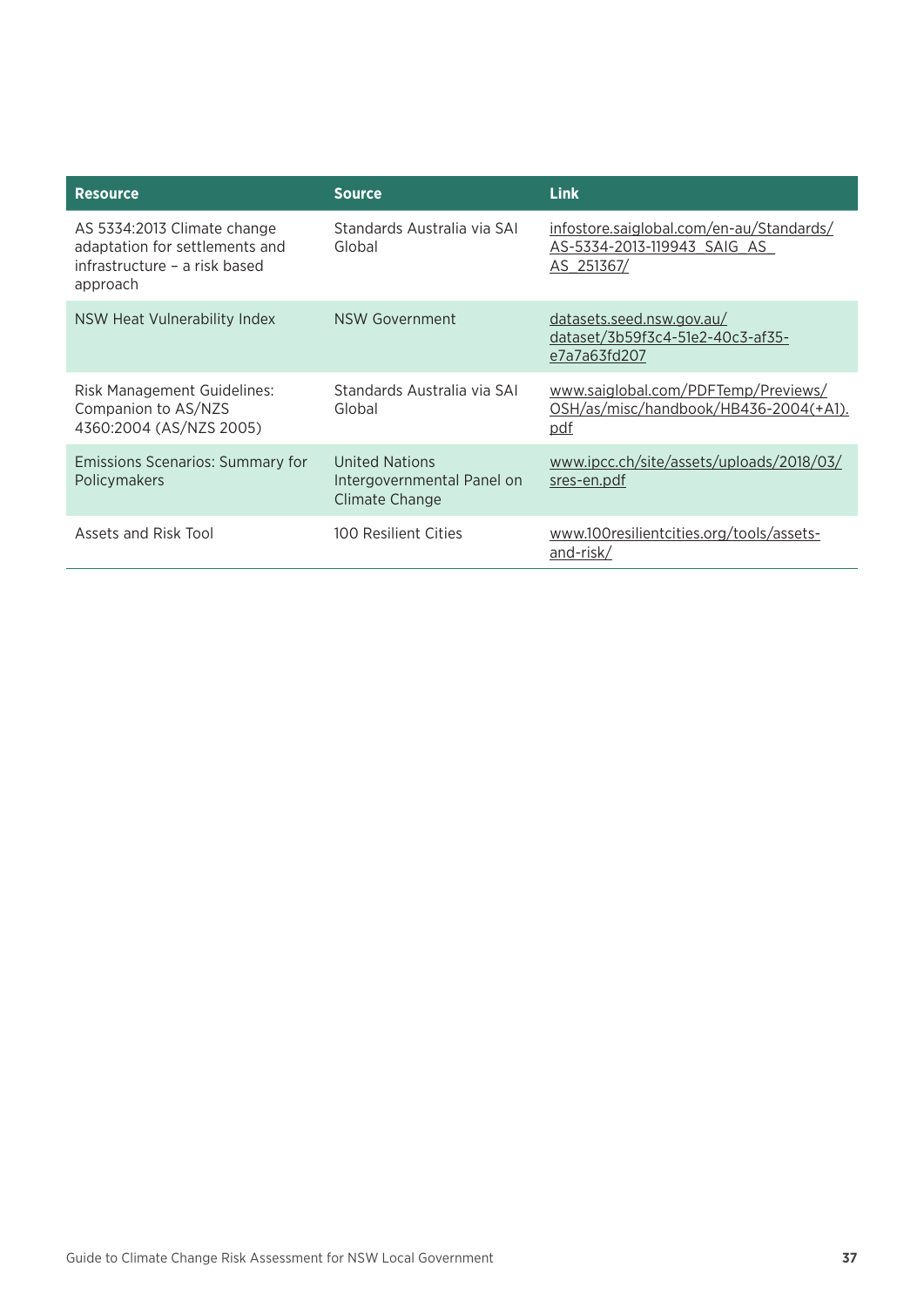| Resource | Source | Link |
|---|---|---|
| AS 5334:2013 Climate change adaptation for settlements and infrastructure – a risk based approach | Standards Australia via SAI Global | infostore.saiglobal.com/en-au/Standards/AS-5334-2013-119943_SAIG_AS_AS_251367/ |
| NSW Heat Vulnerability Index | NSW Government | datasets.seed.nsw.gov.au/dataset/3b59f3c4-51e2-40c3-af35-e7a7a63fd207 |
| Risk Management Guidelines: Companion to AS/NZS 4360:2004 (AS/NZS 2005) | Standards Australia via SAI Global | www.saiglobal.com/PDFTemp/Previews/OSH/as/misc/handbook/HB436-2004(+A1).pdf |
| Emissions Scenarios: Summary for Policymakers | United Nations Intergovernmental Panel on Climate Change | www.ipcc.ch/site/assets/uploads/2018/03/sres-en.pdf |
| Assets and Risk Tool | 100 Resilient Cities | www.100resilientcities.org/tools/assets-and-risk/ |